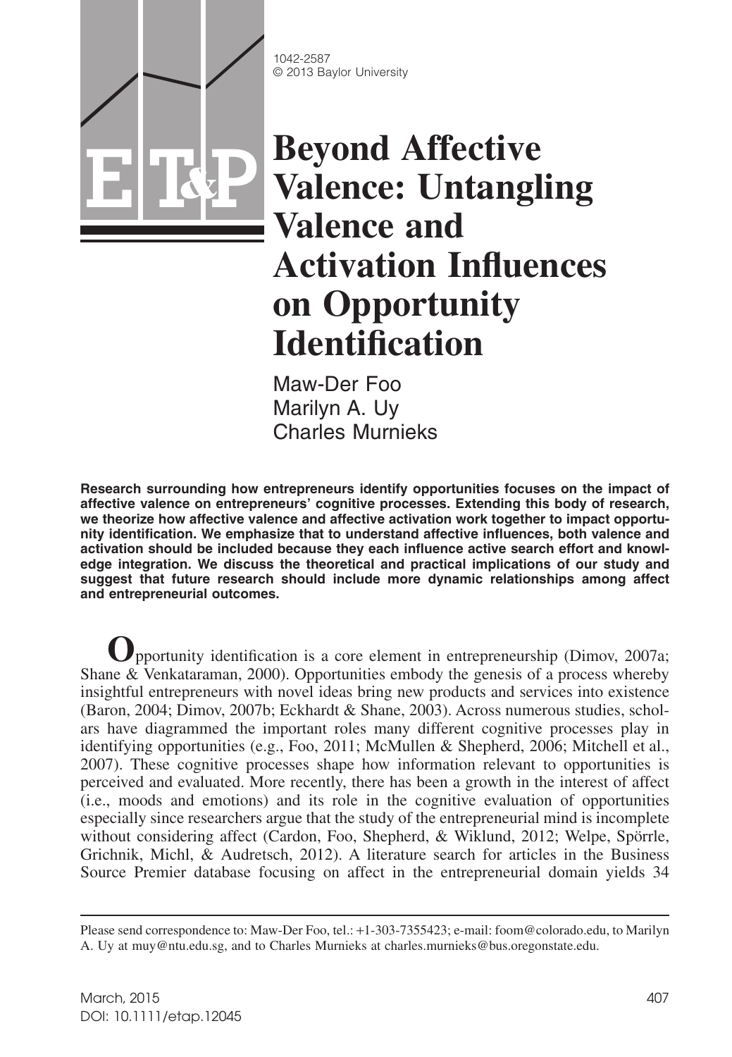1042-2587
© 2013 Baylor University

# Beyond Affective Valence: Untangling Valence and Activation Influences on Opportunity Identification

Maw-Der Foo
Marilyn A. Uy
Charles Murnieks

**Research surrounding how entrepreneurs identify opportunities focuses on the impact of affective valence on entrepreneurs' cognitive processes. Extending this body of research, we theorize how affective valence and affective activation work together to impact opportunity identification. We emphasize that to understand affective influences, both valence and activation should be included because they each influence active search effort and knowledge integration. We discuss the theoretical and practical implications of our study and suggest that future research should include more dynamic relationships among affect and entrepreneurial outcomes.**

Opportunity identification is a core element in entrepreneurship (Dimov, 2007a; Shane & Venkataraman, 2000). Opportunities embody the genesis of a process whereby insightful entrepreneurs with novel ideas bring new products and services into existence (Baron, 2004; Dimov, 2007b; Eckhardt & Shane, 2003). Across numerous studies, scholars have diagrammed the important roles many different cognitive processes play in identifying opportunities (e.g., Foo, 2011; McMullen & Shepherd, 2006; Mitchell et al., 2007). These cognitive processes shape how information relevant to opportunities is perceived and evaluated. More recently, there has been a growth in the interest of affect (i.e., moods and emotions) and its role in the cognitive evaluation of opportunities especially since researchers argue that the study of the entrepreneurial mind is incomplete without considering affect (Cardon, Foo, Shepherd, & Wiklund, 2012; Welpe, Spörrle, Grichnik, Michl, & Audretsch, 2012). A literature search for articles in the Business Source Premier database focusing on affect in the entrepreneurial domain yields 34

Please send correspondence to: Maw-Der Foo, tel.: +1-303-7355423; e-mail: foom@colorado.edu, to Marilyn A. Uy at muy@ntu.edu.sg, and to Charles Murnieks at charles.murnieks@bus.oregonstate.edu.

DOI: 10.1111/etap.12045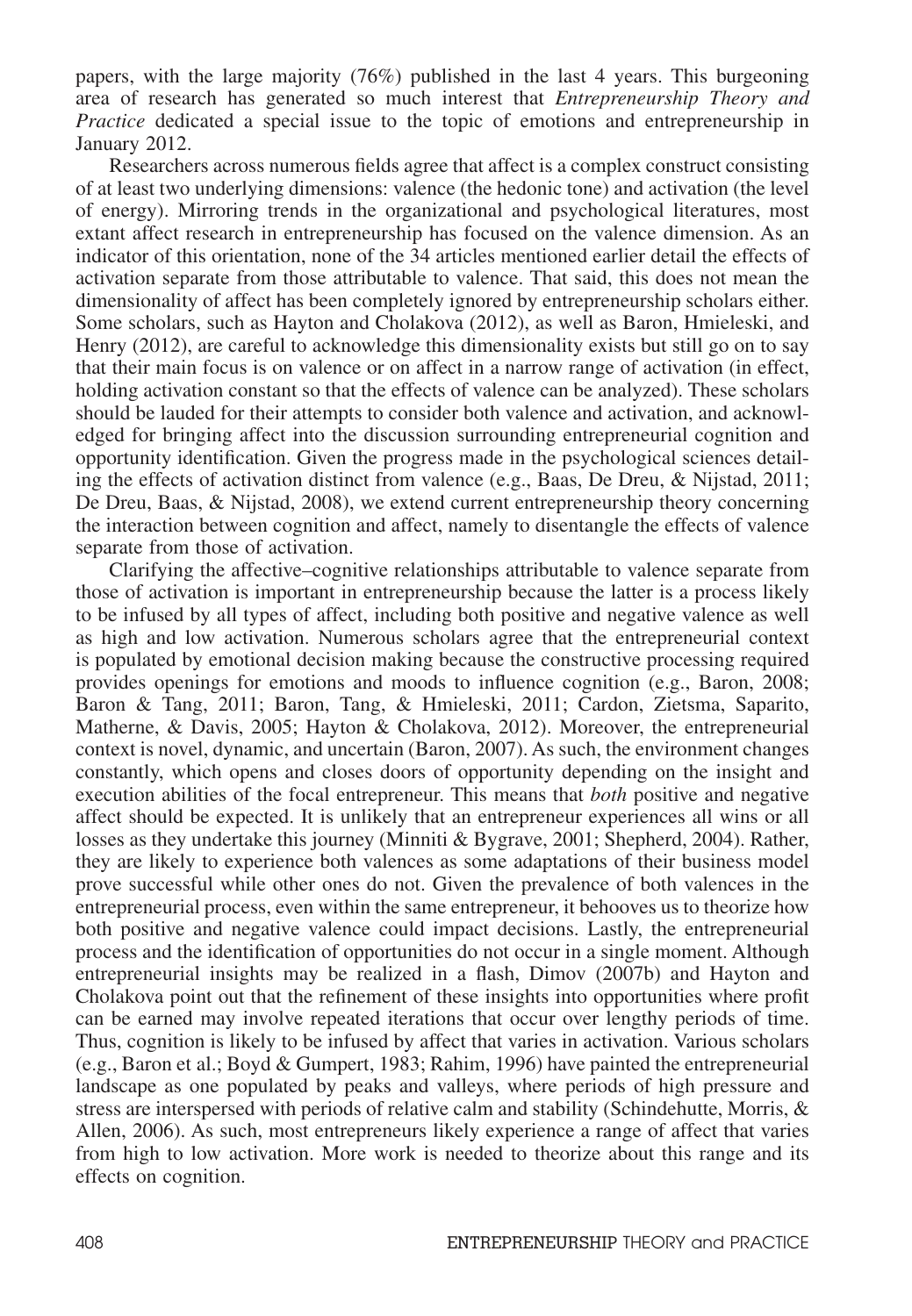papers, with the large majority (76%) published in the last 4 years. This burgeoning area of research has generated so much interest that *Entrepreneurship Theory and Practice* dedicated a special issue to the topic of emotions and entrepreneurship in January 2012.

Researchers across numerous fields agree that affect is a complex construct consisting of at least two underlying dimensions: valence (the hedonic tone) and activation (the level of energy). Mirroring trends in the organizational and psychological literatures, most extant affect research in entrepreneurship has focused on the valence dimension. As an indicator of this orientation, none of the 34 articles mentioned earlier detail the effects of activation separate from those attributable to valence. That said, this does not mean the dimensionality of affect has been completely ignored by entrepreneurship scholars either. Some scholars, such as Hayton and Cholakova (2012), as well as Baron, Hmieleski, and Henry (2012), are careful to acknowledge this dimensionality exists but still go on to say that their main focus is on valence or on affect in a narrow range of activation (in effect, holding activation constant so that the effects of valence can be analyzed). These scholars should be lauded for their attempts to consider both valence and activation, and acknowledged for bringing affect into the discussion surrounding entrepreneurial cognition and opportunity identification. Given the progress made in the psychological sciences detailing the effects of activation distinct from valence (e.g., Baas, De Dreu, & Nijstad, 2011; De Dreu, Baas, & Nijstad, 2008), we extend current entrepreneurship theory concerning the interaction between cognition and affect, namely to disentangle the effects of valence separate from those of activation.

Clarifying the affective–cognitive relationships attributable to valence separate from those of activation is important in entrepreneurship because the latter is a process likely to be infused by all types of affect, including both positive and negative valence as well as high and low activation. Numerous scholars agree that the entrepreneurial context is populated by emotional decision making because the constructive processing required provides openings for emotions and moods to influence cognition (e.g., Baron, 2008; Baron & Tang, 2011; Baron, Tang, & Hmieleski, 2011; Cardon, Zietsma, Saparito, Matherne, & Davis, 2005; Hayton & Cholakova, 2012). Moreover, the entrepreneurial context is novel, dynamic, and uncertain (Baron, 2007). As such, the environment changes constantly, which opens and closes doors of opportunity depending on the insight and execution abilities of the focal entrepreneur. This means that *both* positive and negative affect should be expected. It is unlikely that an entrepreneur experiences all wins or all losses as they undertake this journey (Minniti & Bygrave, 2001; Shepherd, 2004). Rather, they are likely to experience both valences as some adaptations of their business model prove successful while other ones do not. Given the prevalence of both valences in the entrepreneurial process, even within the same entrepreneur, it behooves us to theorize how both positive and negative valence could impact decisions. Lastly, the entrepreneurial process and the identification of opportunities do not occur in a single moment. Although entrepreneurial insights may be realized in a flash, Dimov (2007b) and Hayton and Cholakova point out that the refinement of these insights into opportunities where profit can be earned may involve repeated iterations that occur over lengthy periods of time. Thus, cognition is likely to be infused by affect that varies in activation. Various scholars (e.g., Baron et al.; Boyd & Gumpert, 1983; Rahim, 1996) have painted the entrepreneurial landscape as one populated by peaks and valleys, where periods of high pressure and stress are interspersed with periods of relative calm and stability (Schindehutte, Morris, & Allen, 2006). As such, most entrepreneurs likely experience a range of affect that varies from high to low activation. More work is needed to theorize about this range and its effects on cognition.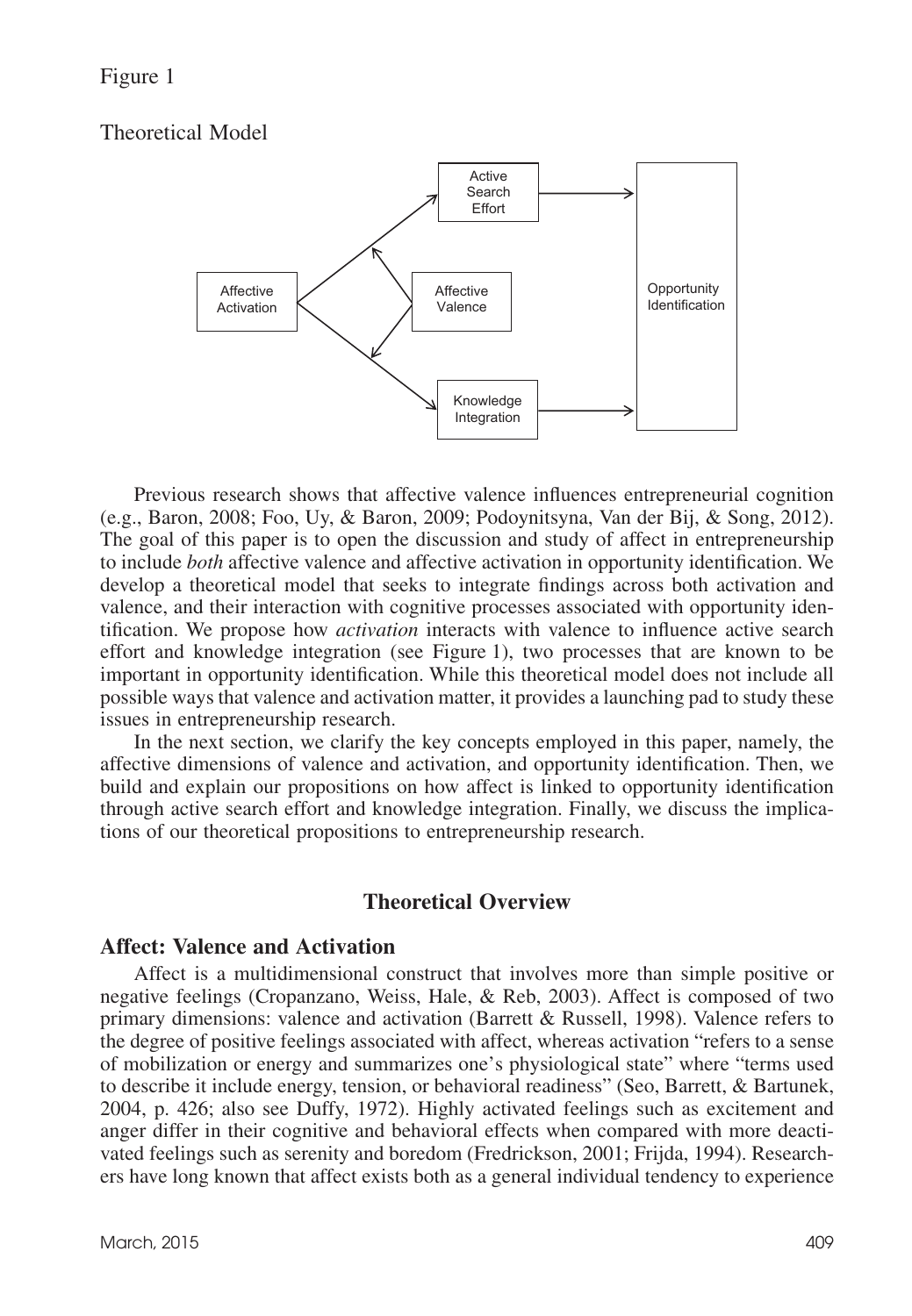Figure 1

Theoretical Model

Previous research shows that affective valence influences entrepreneurial cognition (e.g., Baron, 2008; Foo, Uy, & Baron, 2009; Podoynitsyna, Van der Bij, & Song, 2012). The goal of this paper is to open the discussion and study of affect in entrepreneurship to include *both* affective valence and affective activation in opportunity identification. We develop a theoretical model that seeks to integrate findings across both activation and valence, and their interaction with cognitive processes associated with opportunity identification. We propose how *activation* interacts with valence to influence active search effort and knowledge integration (see Figure 1), two processes that are known to be important in opportunity identification. While this theoretical model does not include all possible ways that valence and activation matter, it provides a launching pad to study these issues in entrepreneurship research.

In the next section, we clarify the key concepts employed in this paper, namely, the affective dimensions of valence and activation, and opportunity identification. Then, we build and explain our propositions on how affect is linked to opportunity identification through active search effort and knowledge integration. Finally, we discuss the implications of our theoretical propositions to entrepreneurship research.

## Theoretical Overview

### Affect: Valence and Activation

Affect is a multidimensional construct that involves more than simple positive or negative feelings (Cropanzano, Weiss, Hale, & Reb, 2003). Affect is composed of two primary dimensions: valence and activation (Barrett & Russell, 1998). Valence refers to the degree of positive feelings associated with affect, whereas activation "refers to a sense of mobilization or energy and summarizes one's physiological state" where "terms used to describe it include energy, tension, or behavioral readiness" (Seo, Barrett, & Bartunek, 2004, p. 426; also see Duffy, 1972). Highly activated feelings such as excitement and anger differ in their cognitive and behavioral effects when compared with more deactivated feelings such as serenity and boredom (Fredrickson, 2001; Frijda, 1994). Researchers have long known that affect exists both as a general individual tendency to experience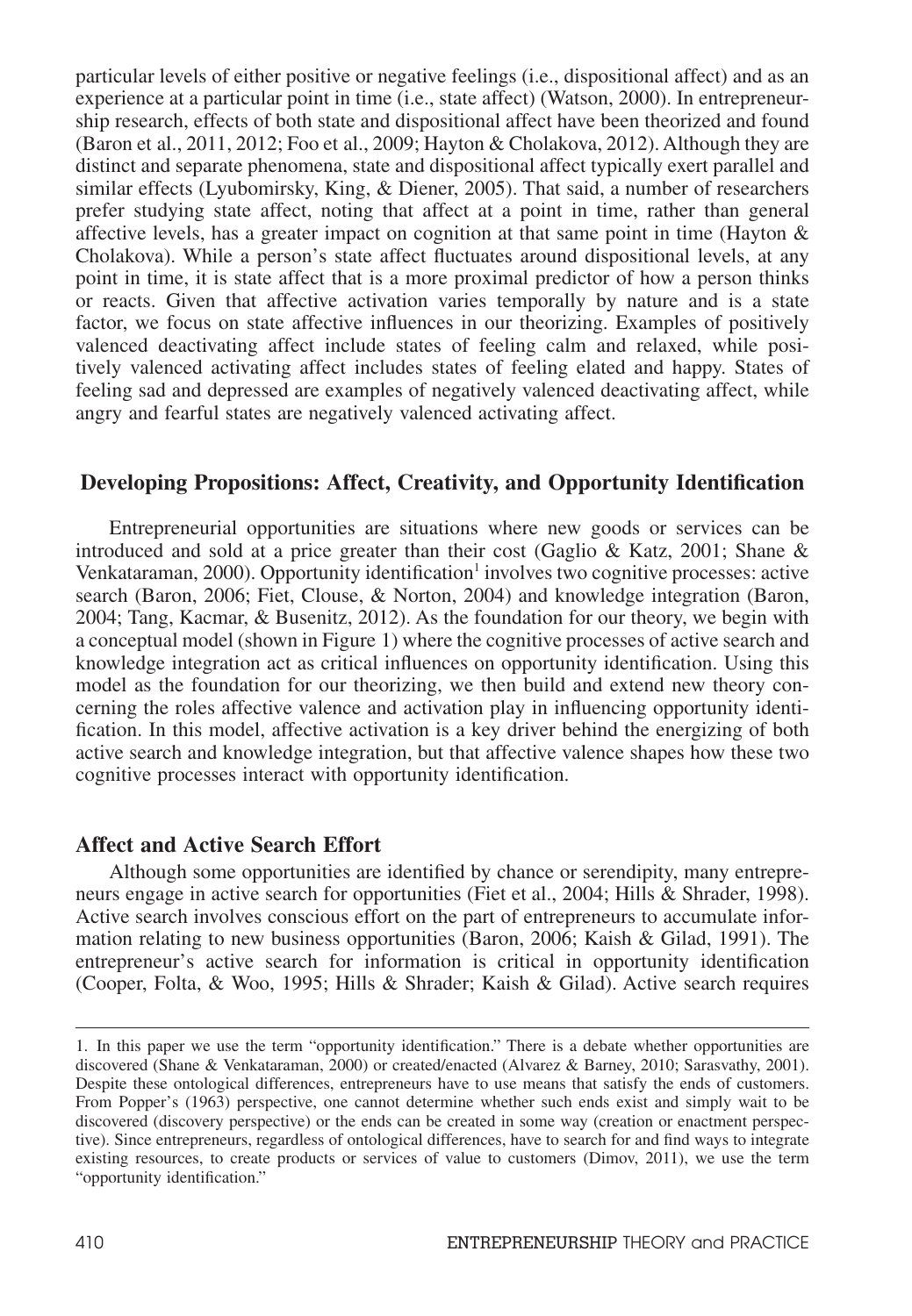particular levels of either positive or negative feelings (i.e., dispositional affect) and as an experience at a particular point in time (i.e., state affect) (Watson, 2000). In entrepreneurship research, effects of both state and dispositional affect have been theorized and found (Baron et al., 2011, 2012; Foo et al., 2009; Hayton & Cholakova, 2012). Although they are distinct and separate phenomena, state and dispositional affect typically exert parallel and similar effects (Lyubomirsky, King, & Diener, 2005). That said, a number of researchers prefer studying state affect, noting that affect at a point in time, rather than general affective levels, has a greater impact on cognition at that same point in time (Hayton & Cholakova). While a person's state affect fluctuates around dispositional levels, at any point in time, it is state affect that is a more proximal predictor of how a person thinks or reacts. Given that affective activation varies temporally by nature and is a state factor, we focus on state affective influences in our theorizing. Examples of positively valenced deactivating affect include states of feeling calm and relaxed, while positively valenced activating affect includes states of feeling elated and happy. States of feeling sad and depressed are examples of negatively valenced deactivating affect, while angry and fearful states are negatively valenced activating affect.

## Developing Propositions: Affect, Creativity, and Opportunity Identification

Entrepreneurial opportunities are situations where new goods or services can be introduced and sold at a price greater than their cost (Gaglio & Katz, 2001; Shane & Venkataraman, 2000). Opportunity identification[1] involves two cognitive processes: active search (Baron, 2006; Fiet, Clouse, & Norton, 2004) and knowledge integration (Baron, 2004; Tang, Kacmar, & Busenitz, 2012). As the foundation for our theory, we begin with a conceptual model (shown in Figure 1) where the cognitive processes of active search and knowledge integration act as critical influences on opportunity identification. Using this model as the foundation for our theorizing, we then build and extend new theory concerning the roles affective valence and activation play in influencing opportunity identification. In this model, affective activation is a key driver behind the energizing of both active search and knowledge integration, but that affective valence shapes how these two cognitive processes interact with opportunity identification.

### Affect and Active Search Effort

Although some opportunities are identified by chance or serendipity, many entrepreneurs engage in active search for opportunities (Fiet et al., 2004; Hills & Shrader, 1998). Active search involves conscious effort on the part of entrepreneurs to accumulate information relating to new business opportunities (Baron, 2006; Kaish & Gilad, 1991). The entrepreneur's active search for information is critical in opportunity identification (Cooper, Folta, & Woo, 1995; Hills & Shrader; Kaish & Gilad). Active search requires

---

1. In this paper we use the term "opportunity identification." There is a debate whether opportunities are discovered (Shane & Venkataraman, 2000) or created/enacted (Alvarez & Barney, 2010; Sarasvathy, 2001). Despite these ontological differences, entrepreneurs have to use means that satisfy the ends of customers. From Popper's (1963) perspective, one cannot determine whether such ends exist and simply wait to be discovered (discovery perspective) or the ends can be created in some way (creation or enactment perspective). Since entrepreneurs, regardless of ontological differences, have to search for and find ways to integrate existing resources, to create products or services of value to customers (Dimov, 2011), we use the term "opportunity identification."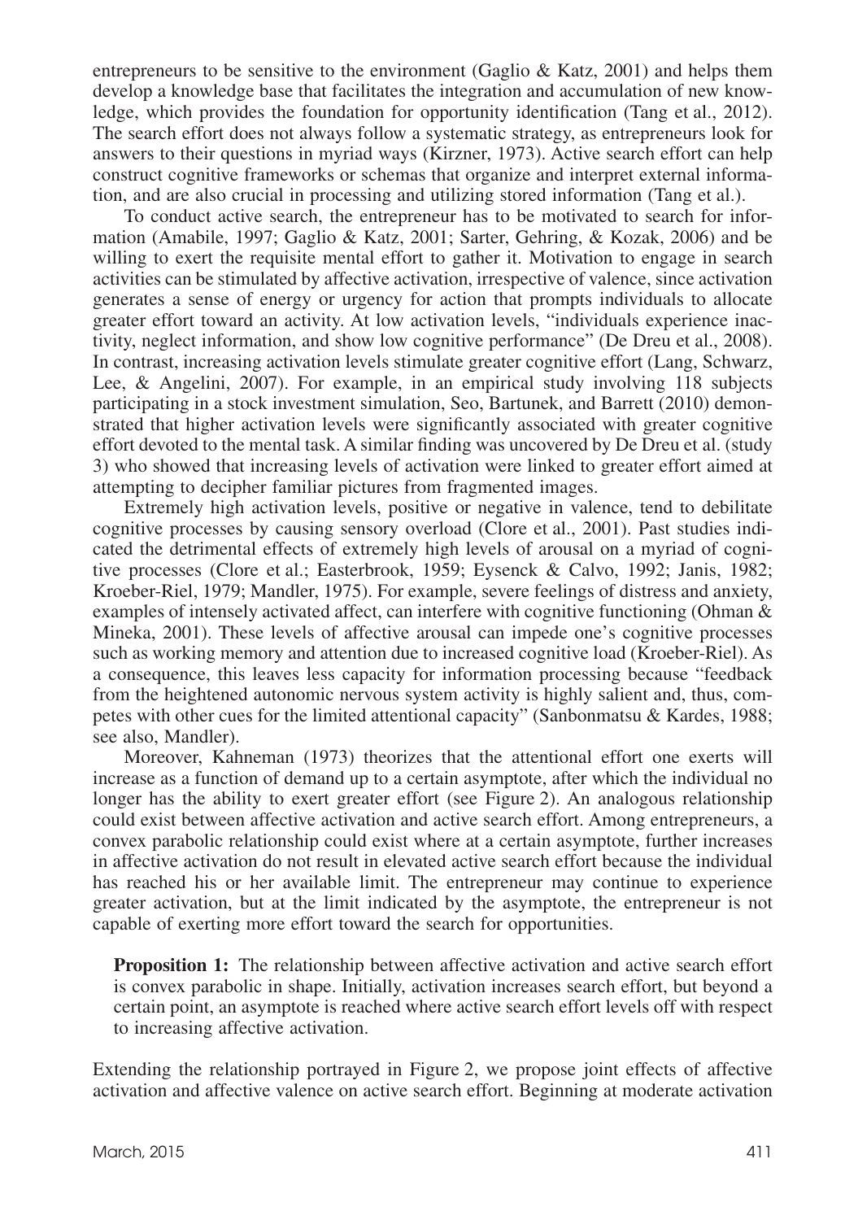entrepreneurs to be sensitive to the environment (Gaglio & Katz, 2001) and helps them develop a knowledge base that facilitates the integration and accumulation of new knowledge, which provides the foundation for opportunity identification (Tang et al., 2012). The search effort does not always follow a systematic strategy, as entrepreneurs look for answers to their questions in myriad ways (Kirzner, 1973). Active search effort can help construct cognitive frameworks or schemas that organize and interpret external information, and are also crucial in processing and utilizing stored information (Tang et al.).

To conduct active search, the entrepreneur has to be motivated to search for information (Amabile, 1997; Gaglio & Katz, 2001; Sarter, Gehring, & Kozak, 2006) and be willing to exert the requisite mental effort to gather it. Motivation to engage in search activities can be stimulated by affective activation, irrespective of valence, since activation generates a sense of energy or urgency for action that prompts individuals to allocate greater effort toward an activity. At low activation levels, "individuals experience inactivity, neglect information, and show low cognitive performance" (De Dreu et al., 2008). In contrast, increasing activation levels stimulate greater cognitive effort (Lang, Schwarz, Lee, & Angelini, 2007). For example, in an empirical study involving 118 subjects participating in a stock investment simulation, Seo, Bartunek, and Barrett (2010) demonstrated that higher activation levels were significantly associated with greater cognitive effort devoted to the mental task. A similar finding was uncovered by De Dreu et al. (study 3) who showed that increasing levels of activation were linked to greater effort aimed at attempting to decipher familiar pictures from fragmented images.

Extremely high activation levels, positive or negative in valence, tend to debilitate cognitive processes by causing sensory overload (Clore et al., 2001). Past studies indicated the detrimental effects of extremely high levels of arousal on a myriad of cognitive processes (Clore et al.; Easterbrook, 1959; Eysenck & Calvo, 1992; Janis, 1982; Kroeber-Riel, 1979; Mandler, 1975). For example, severe feelings of distress and anxiety, examples of intensely activated affect, can interfere with cognitive functioning (Ohman & Mineka, 2001). These levels of affective arousal can impede one's cognitive processes such as working memory and attention due to increased cognitive load (Kroeber-Riel). As a consequence, this leaves less capacity for information processing because "feedback from the heightened autonomic nervous system activity is highly salient and, thus, competes with other cues for the limited attentional capacity" (Sanbonmatsu & Kardes, 1988; see also, Mandler).

Moreover, Kahneman (1973) theorizes that the attentional effort one exerts will increase as a function of demand up to a certain asymptote, after which the individual no longer has the ability to exert greater effort (see Figure 2). An analogous relationship could exist between affective activation and active search effort. Among entrepreneurs, a convex parabolic relationship could exist where at a certain asymptote, further increases in affective activation do not result in elevated active search effort because the individual has reached his or her available limit. The entrepreneur may continue to experience greater activation, but at the limit indicated by the asymptote, the entrepreneur is not capable of exerting more effort toward the search for opportunities.

> **Proposition 1:** The relationship between affective activation and active search effort is convex parabolic in shape. Initially, activation increases search effort, but beyond a certain point, an asymptote is reached where active search effort levels off with respect to increasing affective activation.

Extending the relationship portrayed in Figure 2, we propose joint effects of affective activation and affective valence on active search effort. Beginning at moderate activation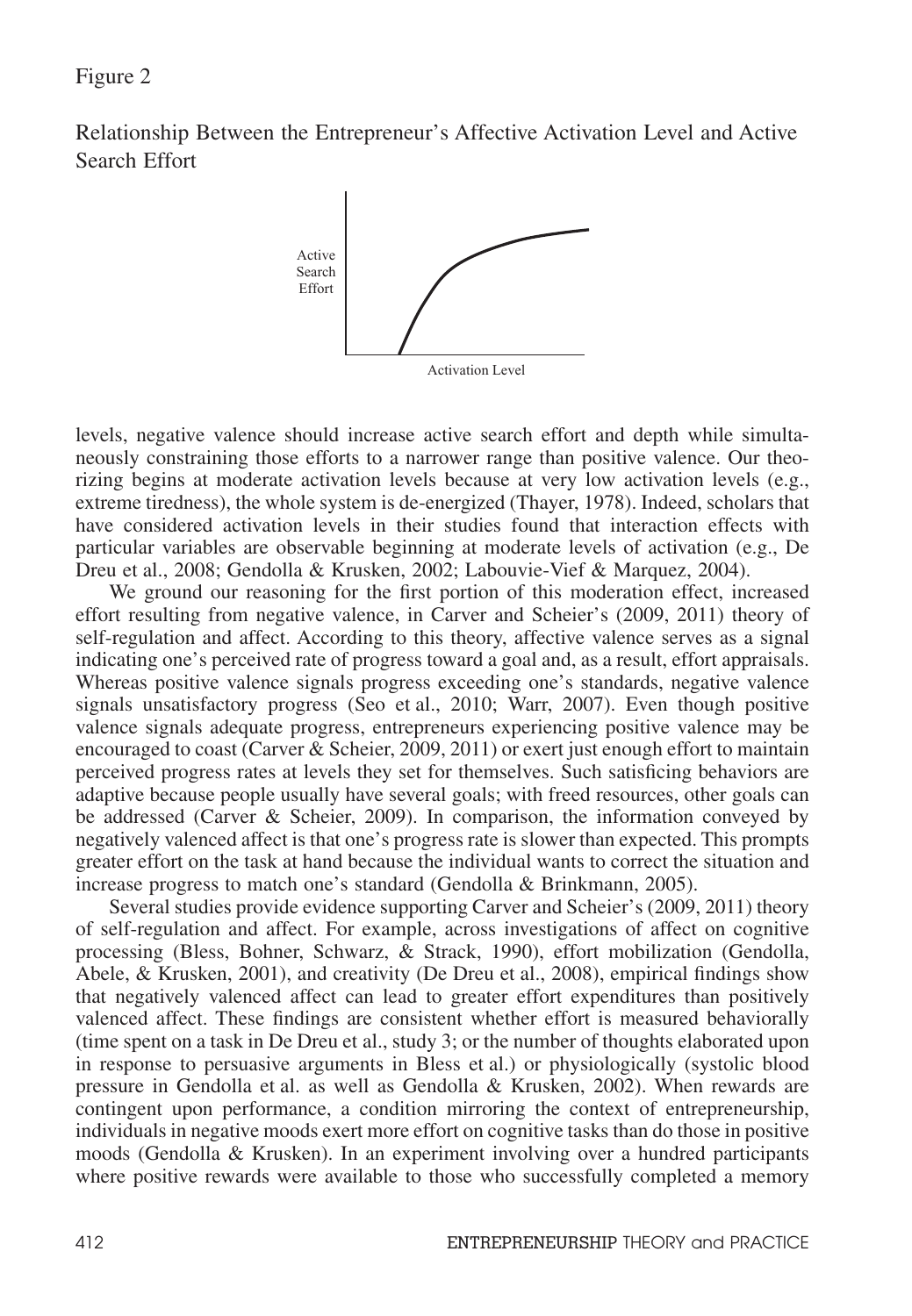Figure 2

Relationship Between the Entrepreneur's Affective Activation Level and Active Search Effort

levels, negative valence should increase active search effort and depth while simultaneously constraining those efforts to a narrower range than positive valence. Our theorizing begins at moderate activation levels because at very low activation levels (e.g., extreme tiredness), the whole system is de-energized (Thayer, 1978). Indeed, scholars that have considered activation levels in their studies found that interaction effects with particular variables are observable beginning at moderate levels of activation (e.g., De Dreu et al., 2008; Gendolla & Krusken, 2002; Labouvie-Vief & Marquez, 2004).

We ground our reasoning for the first portion of this moderation effect, increased effort resulting from negative valence, in Carver and Scheier's (2009, 2011) theory of self-regulation and affect. According to this theory, affective valence serves as a signal indicating one's perceived rate of progress toward a goal and, as a result, effort appraisals. Whereas positive valence signals progress exceeding one's standards, negative valence signals unsatisfactory progress (Seo et al., 2010; Warr, 2007). Even though positive valence signals adequate progress, entrepreneurs experiencing positive valence may be encouraged to coast (Carver & Scheier, 2009, 2011) or exert just enough effort to maintain perceived progress rates at levels they set for themselves. Such satisficing behaviors are adaptive because people usually have several goals; with freed resources, other goals can be addressed (Carver & Scheier, 2009). In comparison, the information conveyed by negatively valenced affect is that one's progress rate is slower than expected. This prompts greater effort on the task at hand because the individual wants to correct the situation and increase progress to match one's standard (Gendolla & Brinkmann, 2005).

Several studies provide evidence supporting Carver and Scheier's (2009, 2011) theory of self-regulation and affect. For example, across investigations of affect on cognitive processing (Bless, Bohner, Schwarz, & Strack, 1990), effort mobilization (Gendolla, Abele, & Krusken, 2001), and creativity (De Dreu et al., 2008), empirical findings show that negatively valenced affect can lead to greater effort expenditures than positively valenced affect. These findings are consistent whether effort is measured behaviorally (time spent on a task in De Dreu et al., study 3; or the number of thoughts elaborated upon in response to persuasive arguments in Bless et al.) or physiologically (systolic blood pressure in Gendolla et al. as well as Gendolla & Krusken, 2002). When rewards are contingent upon performance, a condition mirroring the context of entrepreneurship, individuals in negative moods exert more effort on cognitive tasks than do those in positive moods (Gendolla & Krusken). In an experiment involving over a hundred participants where positive rewards were available to those who successfully completed a memory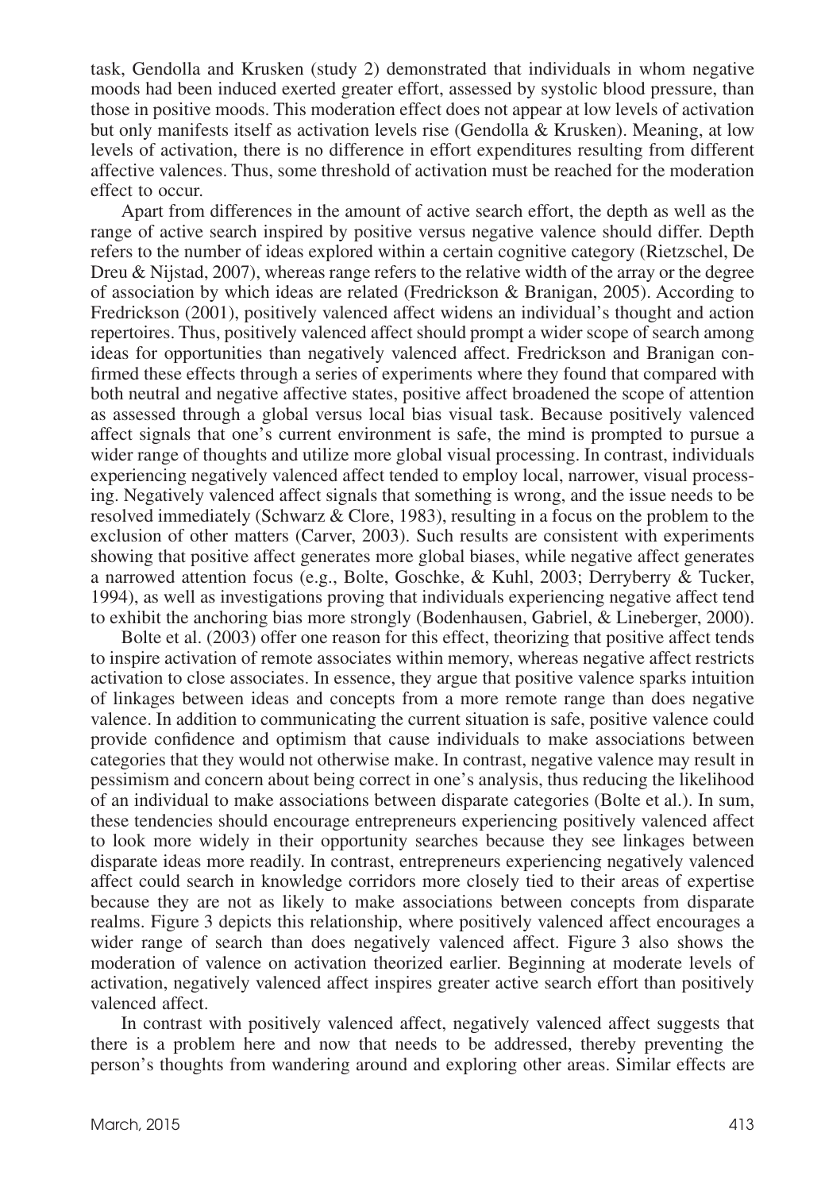task, Gendolla and Krusken (study 2) demonstrated that individuals in whom negative moods had been induced exerted greater effort, assessed by systolic blood pressure, than those in positive moods. This moderation effect does not appear at low levels of activation but only manifests itself as activation levels rise (Gendolla & Krusken). Meaning, at low levels of activation, there is no difference in effort expenditures resulting from different affective valences. Thus, some threshold of activation must be reached for the moderation effect to occur.

Apart from differences in the amount of active search effort, the depth as well as the range of active search inspired by positive versus negative valence should differ. Depth refers to the number of ideas explored within a certain cognitive category (Rietzschel, De Dreu & Nijstad, 2007), whereas range refers to the relative width of the array or the degree of association by which ideas are related (Fredrickson & Branigan, 2005). According to Fredrickson (2001), positively valenced affect widens an individual's thought and action repertoires. Thus, positively valenced affect should prompt a wider scope of search among ideas for opportunities than negatively valenced affect. Fredrickson and Branigan confirmed these effects through a series of experiments where they found that compared with both neutral and negative affective states, positive affect broadened the scope of attention as assessed through a global versus local bias visual task. Because positively valenced affect signals that one's current environment is safe, the mind is prompted to pursue a wider range of thoughts and utilize more global visual processing. In contrast, individuals experiencing negatively valenced affect tended to employ local, narrower, visual processing. Negatively valenced affect signals that something is wrong, and the issue needs to be resolved immediately (Schwarz & Clore, 1983), resulting in a focus on the problem to the exclusion of other matters (Carver, 2003). Such results are consistent with experiments showing that positive affect generates more global biases, while negative affect generates a narrowed attention focus (e.g., Bolte, Goschke, & Kuhl, 2003; Derryberry & Tucker, 1994), as well as investigations proving that individuals experiencing negative affect tend to exhibit the anchoring bias more strongly (Bodenhausen, Gabriel, & Lineberger, 2000).

Bolte et al. (2003) offer one reason for this effect, theorizing that positive affect tends to inspire activation of remote associates within memory, whereas negative affect restricts activation to close associates. In essence, they argue that positive valence sparks intuition of linkages between ideas and concepts from a more remote range than does negative valence. In addition to communicating the current situation is safe, positive valence could provide confidence and optimism that cause individuals to make associations between categories that they would not otherwise make. In contrast, negative valence may result in pessimism and concern about being correct in one's analysis, thus reducing the likelihood of an individual to make associations between disparate categories (Bolte et al.). In sum, these tendencies should encourage entrepreneurs experiencing positively valenced affect to look more widely in their opportunity searches because they see linkages between disparate ideas more readily. In contrast, entrepreneurs experiencing negatively valenced affect could search in knowledge corridors more closely tied to their areas of expertise because they are not as likely to make associations between concepts from disparate realms. Figure 3 depicts this relationship, where positively valenced affect encourages a wider range of search than does negatively valenced affect. Figure 3 also shows the moderation of valence on activation theorized earlier. Beginning at moderate levels of activation, negatively valenced affect inspires greater active search effort than positively valenced affect.

In contrast with positively valenced affect, negatively valenced affect suggests that there is a problem here and now that needs to be addressed, thereby preventing the person's thoughts from wandering around and exploring other areas. Similar effects are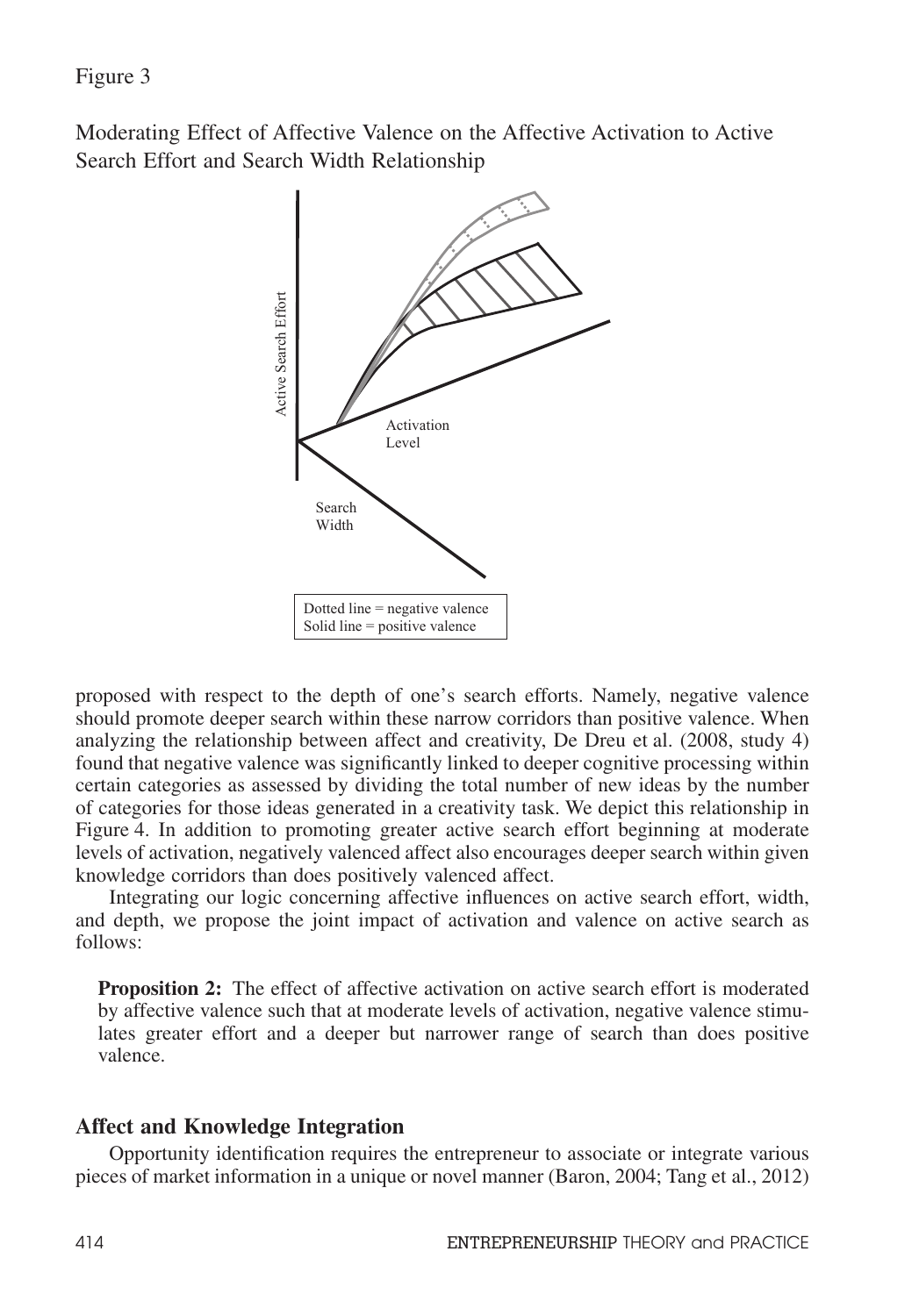Figure 3

Moderating Effect of Affective Valence on the Affective Activation to Active Search Effort and Search Width Relationship

Dotted line = negative valence
Solid line = positive valence

proposed with respect to the depth of one's search efforts. Namely, negative valence should promote deeper search within these narrow corridors than positive valence. When analyzing the relationship between affect and creativity, De Dreu et al. (2008, study 4) found that negative valence was significantly linked to deeper cognitive processing within certain categories as assessed by dividing the total number of new ideas by the number of categories for those ideas generated in a creativity task. We depict this relationship in Figure 4. In addition to promoting greater active search effort beginning at moderate levels of activation, negatively valenced affect also encourages deeper search within given knowledge corridors than does positively valenced affect.

Integrating our logic concerning affective influences on active search effort, width, and depth, we propose the joint impact of activation and valence on active search as follows:

> **Proposition 2:** The effect of affective activation on active search effort is moderated by affective valence such that at moderate levels of activation, negative valence stimulates greater effort and a deeper but narrower range of search than does positive valence.

## Affect and Knowledge Integration

Opportunity identification requires the entrepreneur to associate or integrate various pieces of market information in a unique or novel manner (Baron, 2004; Tang et al., 2012)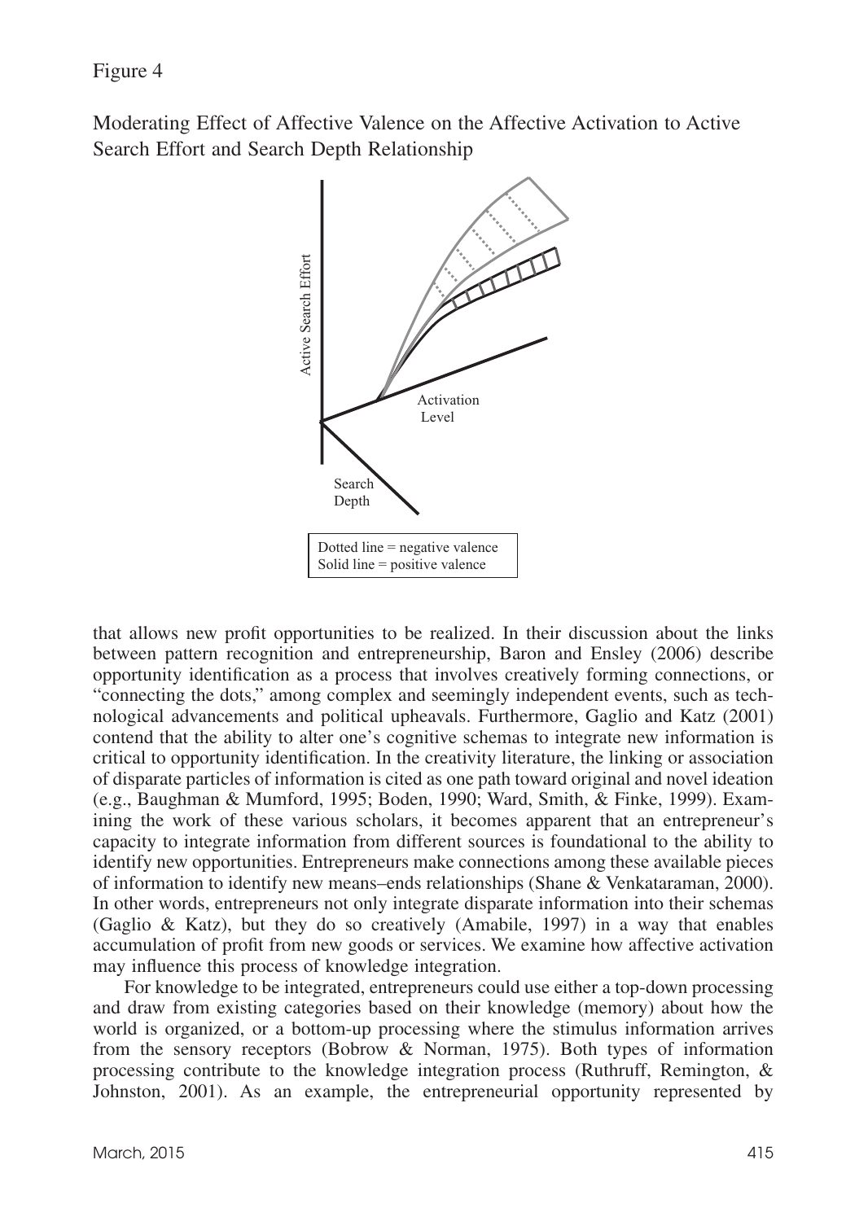Figure 4

Moderating Effect of Affective Valence on the Affective Activation to Active Search Effort and Search Depth Relationship

Dotted line = negative valence
Solid line = positive valence

that allows new profit opportunities to be realized. In their discussion about the links between pattern recognition and entrepreneurship, Baron and Ensley (2006) describe opportunity identification as a process that involves creatively forming connections, or "connecting the dots," among complex and seemingly independent events, such as technological advancements and political upheavals. Furthermore, Gaglio and Katz (2001) contend that the ability to alter one's cognitive schemas to integrate new information is critical to opportunity identification. In the creativity literature, the linking or association of disparate particles of information is cited as one path toward original and novel ideation (e.g., Baughman & Mumford, 1995; Boden, 1990; Ward, Smith, & Finke, 1999). Examining the work of these various scholars, it becomes apparent that an entrepreneur's capacity to integrate information from different sources is foundational to the ability to identify new opportunities. Entrepreneurs make connections among these available pieces of information to identify new means–ends relationships (Shane & Venkataraman, 2000). In other words, entrepreneurs not only integrate disparate information into their schemas (Gaglio & Katz), but they do so creatively (Amabile, 1997) in a way that enables accumulation of profit from new goods or services. We examine how affective activation may influence this process of knowledge integration.

For knowledge to be integrated, entrepreneurs could use either a top-down processing and draw from existing categories based on their knowledge (memory) about how the world is organized, or a bottom-up processing where the stimulus information arrives from the sensory receptors (Bobrow & Norman, 1975). Both types of information processing contribute to the knowledge integration process (Ruthruff, Remington, & Johnston, 2001). As an example, the entrepreneurial opportunity represented by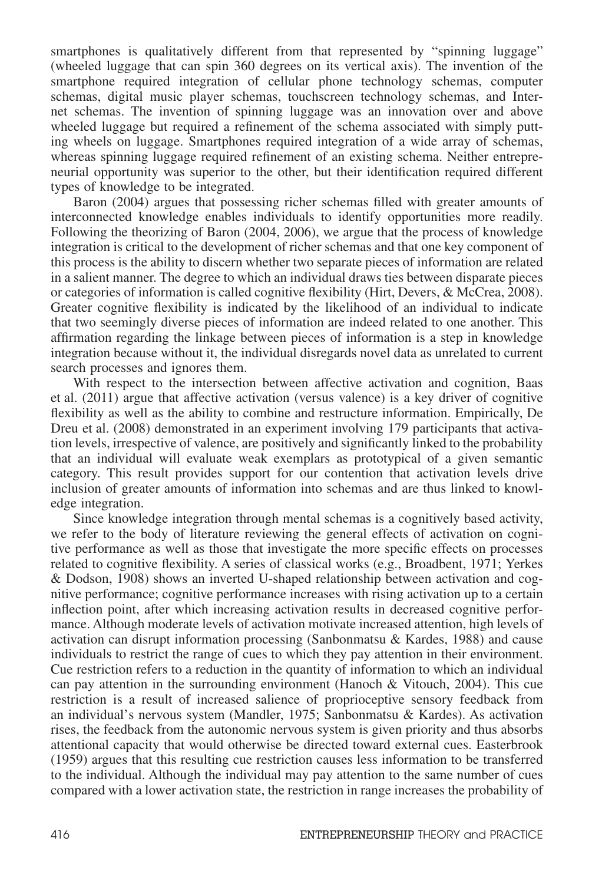smartphones is qualitatively different from that represented by "spinning luggage" (wheeled luggage that can spin 360 degrees on its vertical axis). The invention of the smartphone required integration of cellular phone technology schemas, computer schemas, digital music player schemas, touchscreen technology schemas, and Internet schemas. The invention of spinning luggage was an innovation over and above wheeled luggage but required a refinement of the schema associated with simply putting wheels on luggage. Smartphones required integration of a wide array of schemas, whereas spinning luggage required refinement of an existing schema. Neither entrepreneurial opportunity was superior to the other, but their identification required different types of knowledge to be integrated.

Baron (2004) argues that possessing richer schemas filled with greater amounts of interconnected knowledge enables individuals to identify opportunities more readily. Following the theorizing of Baron (2004, 2006), we argue that the process of knowledge integration is critical to the development of richer schemas and that one key component of this process is the ability to discern whether two separate pieces of information are related in a salient manner. The degree to which an individual draws ties between disparate pieces or categories of information is called cognitive flexibility (Hirt, Devers, & McCrea, 2008). Greater cognitive flexibility is indicated by the likelihood of an individual to indicate that two seemingly diverse pieces of information are indeed related to one another. This affirmation regarding the linkage between pieces of information is a step in knowledge integration because without it, the individual disregards novel data as unrelated to current search processes and ignores them.

With respect to the intersection between affective activation and cognition, Baas et al. (2011) argue that affective activation (versus valence) is a key driver of cognitive flexibility as well as the ability to combine and restructure information. Empirically, De Dreu et al. (2008) demonstrated in an experiment involving 179 participants that activation levels, irrespective of valence, are positively and significantly linked to the probability that an individual will evaluate weak exemplars as prototypical of a given semantic category. This result provides support for our contention that activation levels drive inclusion of greater amounts of information into schemas and are thus linked to knowledge integration.

Since knowledge integration through mental schemas is a cognitively based activity, we refer to the body of literature reviewing the general effects of activation on cognitive performance as well as those that investigate the more specific effects on processes related to cognitive flexibility. A series of classical works (e.g., Broadbent, 1971; Yerkes & Dodson, 1908) shows an inverted U-shaped relationship between activation and cognitive performance; cognitive performance increases with rising activation up to a certain inflection point, after which increasing activation results in decreased cognitive performance. Although moderate levels of activation motivate increased attention, high levels of activation can disrupt information processing (Sanbonmatsu & Kardes, 1988) and cause individuals to restrict the range of cues to which they pay attention in their environment. Cue restriction refers to a reduction in the quantity of information to which an individual can pay attention in the surrounding environment (Hanoch & Vitouch, 2004). This cue restriction is a result of increased salience of proprioceptive sensory feedback from an individual's nervous system (Mandler, 1975; Sanbonmatsu & Kardes). As activation rises, the feedback from the autonomic nervous system is given priority and thus absorbs attentional capacity that would otherwise be directed toward external cues. Easterbrook (1959) argues that this resulting cue restriction causes less information to be transferred to the individual. Although the individual may pay attention to the same number of cues compared with a lower activation state, the restriction in range increases the probability of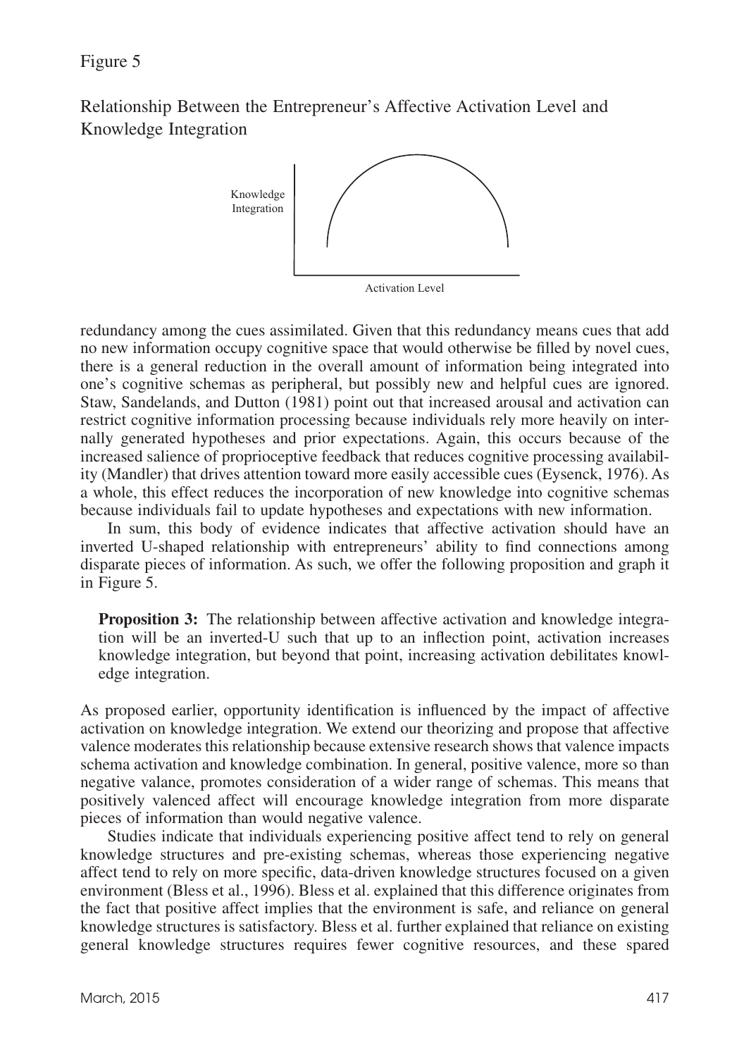Figure 5

Relationship Between the Entrepreneur's Affective Activation Level and Knowledge Integration

redundancy among the cues assimilated. Given that this redundancy means cues that add no new information occupy cognitive space that would otherwise be filled by novel cues, there is a general reduction in the overall amount of information being integrated into one's cognitive schemas as peripheral, but possibly new and helpful cues are ignored. Staw, Sandelands, and Dutton (1981) point out that increased arousal and activation can restrict cognitive information processing because individuals rely more heavily on internally generated hypotheses and prior expectations. Again, this occurs because of the increased salience of proprioceptive feedback that reduces cognitive processing availability (Mandler) that drives attention toward more easily accessible cues (Eysenck, 1976). As a whole, this effect reduces the incorporation of new knowledge into cognitive schemas because individuals fail to update hypotheses and expectations with new information.

In sum, this body of evidence indicates that affective activation should have an inverted U-shaped relationship with entrepreneurs' ability to find connections among disparate pieces of information. As such, we offer the following proposition and graph it in Figure 5.

> **Proposition 3:** The relationship between affective activation and knowledge integration will be an inverted-U such that up to an inflection point, activation increases knowledge integration, but beyond that point, increasing activation debilitates knowledge integration.

As proposed earlier, opportunity identification is influenced by the impact of affective activation on knowledge integration. We extend our theorizing and propose that affective valence moderates this relationship because extensive research shows that valence impacts schema activation and knowledge combination. In general, positive valence, more so than negative valance, promotes consideration of a wider range of schemas. This means that positively valenced affect will encourage knowledge integration from more disparate pieces of information than would negative valence.

Studies indicate that individuals experiencing positive affect tend to rely on general knowledge structures and pre-existing schemas, whereas those experiencing negative affect tend to rely on more specific, data-driven knowledge structures focused on a given environment (Bless et al., 1996). Bless et al. explained that this difference originates from the fact that positive affect implies that the environment is safe, and reliance on general knowledge structures is satisfactory. Bless et al. further explained that reliance on existing general knowledge structures requires fewer cognitive resources, and these spared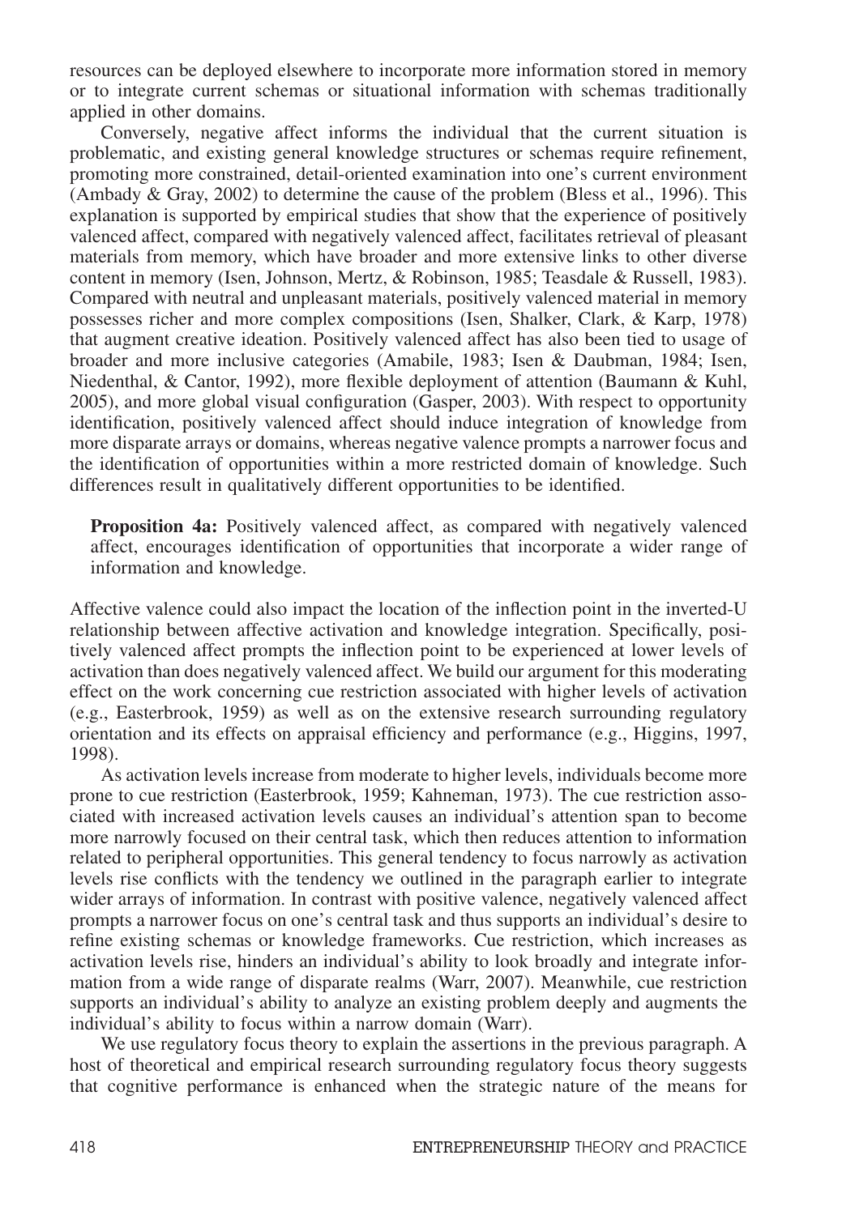resources can be deployed elsewhere to incorporate more information stored in memory or to integrate current schemas or situational information with schemas traditionally applied in other domains.

Conversely, negative affect informs the individual that the current situation is problematic, and existing general knowledge structures or schemas require refinement, promoting more constrained, detail-oriented examination into one's current environment (Ambady & Gray, 2002) to determine the cause of the problem (Bless et al., 1996). This explanation is supported by empirical studies that show that the experience of positively valenced affect, compared with negatively valenced affect, facilitates retrieval of pleasant materials from memory, which have broader and more extensive links to other diverse content in memory (Isen, Johnson, Mertz, & Robinson, 1985; Teasdale & Russell, 1983). Compared with neutral and unpleasant materials, positively valenced material in memory possesses richer and more complex compositions (Isen, Shalker, Clark, & Karp, 1978) that augment creative ideation. Positively valenced affect has also been tied to usage of broader and more inclusive categories (Amabile, 1983; Isen & Daubman, 1984; Isen, Niedenthal, & Cantor, 1992), more flexible deployment of attention (Baumann & Kuhl, 2005), and more global visual configuration (Gasper, 2003). With respect to opportunity identification, positively valenced affect should induce integration of knowledge from more disparate arrays or domains, whereas negative valence prompts a narrower focus and the identification of opportunities within a more restricted domain of knowledge. Such differences result in qualitatively different opportunities to be identified.

> **Proposition 4a:** Positively valenced affect, as compared with negatively valenced affect, encourages identification of opportunities that incorporate a wider range of information and knowledge.

Affective valence could also impact the location of the inflection point in the inverted-U relationship between affective activation and knowledge integration. Specifically, positively valenced affect prompts the inflection point to be experienced at lower levels of activation than does negatively valenced affect. We build our argument for this moderating effect on the work concerning cue restriction associated with higher levels of activation (e.g., Easterbrook, 1959) as well as on the extensive research surrounding regulatory orientation and its effects on appraisal efficiency and performance (e.g., Higgins, 1997, 1998).

As activation levels increase from moderate to higher levels, individuals become more prone to cue restriction (Easterbrook, 1959; Kahneman, 1973). The cue restriction associated with increased activation levels causes an individual's attention span to become more narrowly focused on their central task, which then reduces attention to information related to peripheral opportunities. This general tendency to focus narrowly as activation levels rise conflicts with the tendency we outlined in the paragraph earlier to integrate wider arrays of information. In contrast with positive valence, negatively valenced affect prompts a narrower focus on one's central task and thus supports an individual's desire to refine existing schemas or knowledge frameworks. Cue restriction, which increases as activation levels rise, hinders an individual's ability to look broadly and integrate information from a wide range of disparate realms (Warr, 2007). Meanwhile, cue restriction supports an individual's ability to analyze an existing problem deeply and augments the individual's ability to focus within a narrow domain (Warr).

We use regulatory focus theory to explain the assertions in the previous paragraph. A host of theoretical and empirical research surrounding regulatory focus theory suggests that cognitive performance is enhanced when the strategic nature of the means for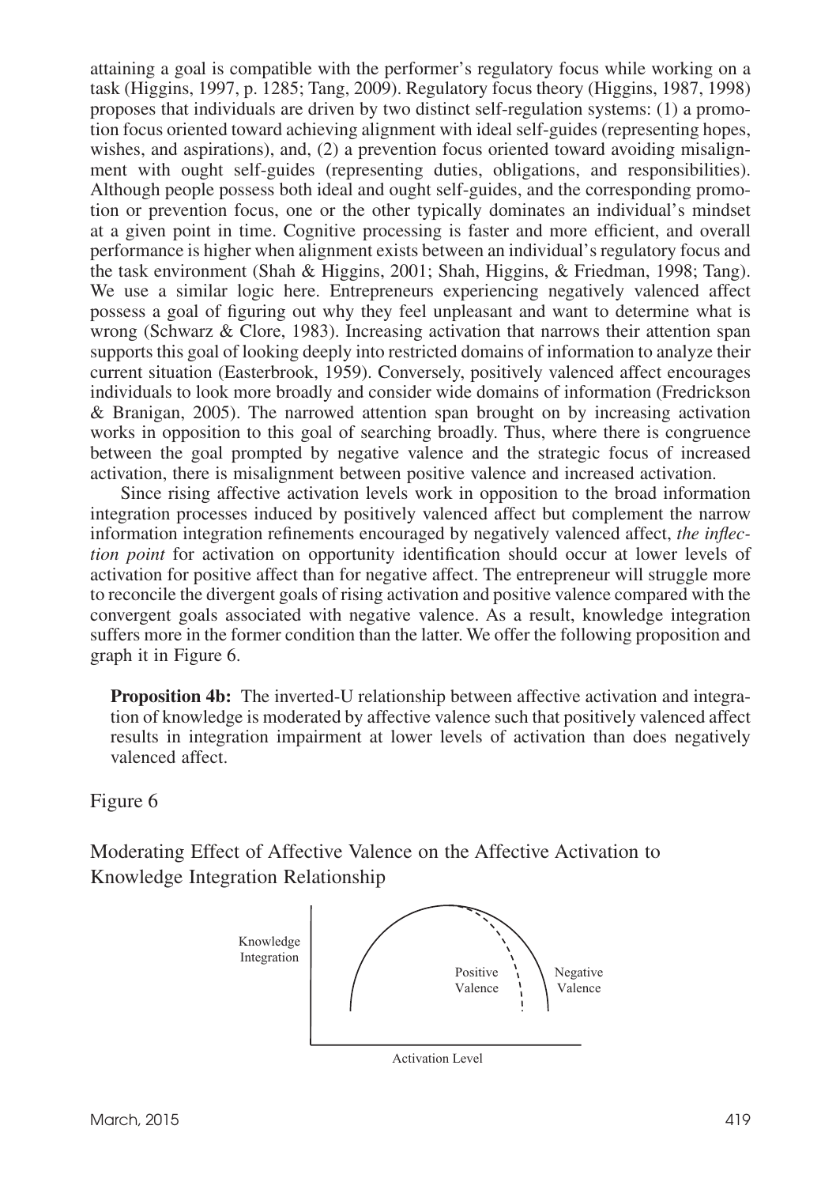attaining a goal is compatible with the performer's regulatory focus while working on a task (Higgins, 1997, p. 1285; Tang, 2009). Regulatory focus theory (Higgins, 1987, 1998) proposes that individuals are driven by two distinct self-regulation systems: (1) a promotion focus oriented toward achieving alignment with ideal self-guides (representing hopes, wishes, and aspirations), and, (2) a prevention focus oriented toward avoiding misalignment with ought self-guides (representing duties, obligations, and responsibilities). Although people possess both ideal and ought self-guides, and the corresponding promotion or prevention focus, one or the other typically dominates an individual's mindset at a given point in time. Cognitive processing is faster and more efficient, and overall performance is higher when alignment exists between an individual's regulatory focus and the task environment (Shah & Higgins, 2001; Shah, Higgins, & Friedman, 1998; Tang). We use a similar logic here. Entrepreneurs experiencing negatively valenced affect possess a goal of figuring out why they feel unpleasant and want to determine what is wrong (Schwarz & Clore, 1983). Increasing activation that narrows their attention span supports this goal of looking deeply into restricted domains of information to analyze their current situation (Easterbrook, 1959). Conversely, positively valenced affect encourages individuals to look more broadly and consider wide domains of information (Fredrickson & Branigan, 2005). The narrowed attention span brought on by increasing activation works in opposition to this goal of searching broadly. Thus, where there is congruence between the goal prompted by negative valence and the strategic focus of increased activation, there is misalignment between positive valence and increased activation.

Since rising affective activation levels work in opposition to the broad information integration processes induced by positively valenced affect but complement the narrow information integration refinements encouraged by negatively valenced affect, *the inflection point* for activation on opportunity identification should occur at lower levels of activation for positive affect than for negative affect. The entrepreneur will struggle more to reconcile the divergent goals of rising activation and positive valence compared with the convergent goals associated with negative valence. As a result, knowledge integration suffers more in the former condition than the latter. We offer the following proposition and graph it in Figure 6.

> **Proposition 4b:** The inverted-U relationship between affective activation and integration of knowledge is moderated by affective valence such that positively valenced affect results in integration impairment at lower levels of activation than does negatively valenced affect.

Figure 6

Moderating Effect of Affective Valence on the Affective Activation to Knowledge Integration Relationship

Knowledge Integration

Positive Valence

Negative Valence

Activation Level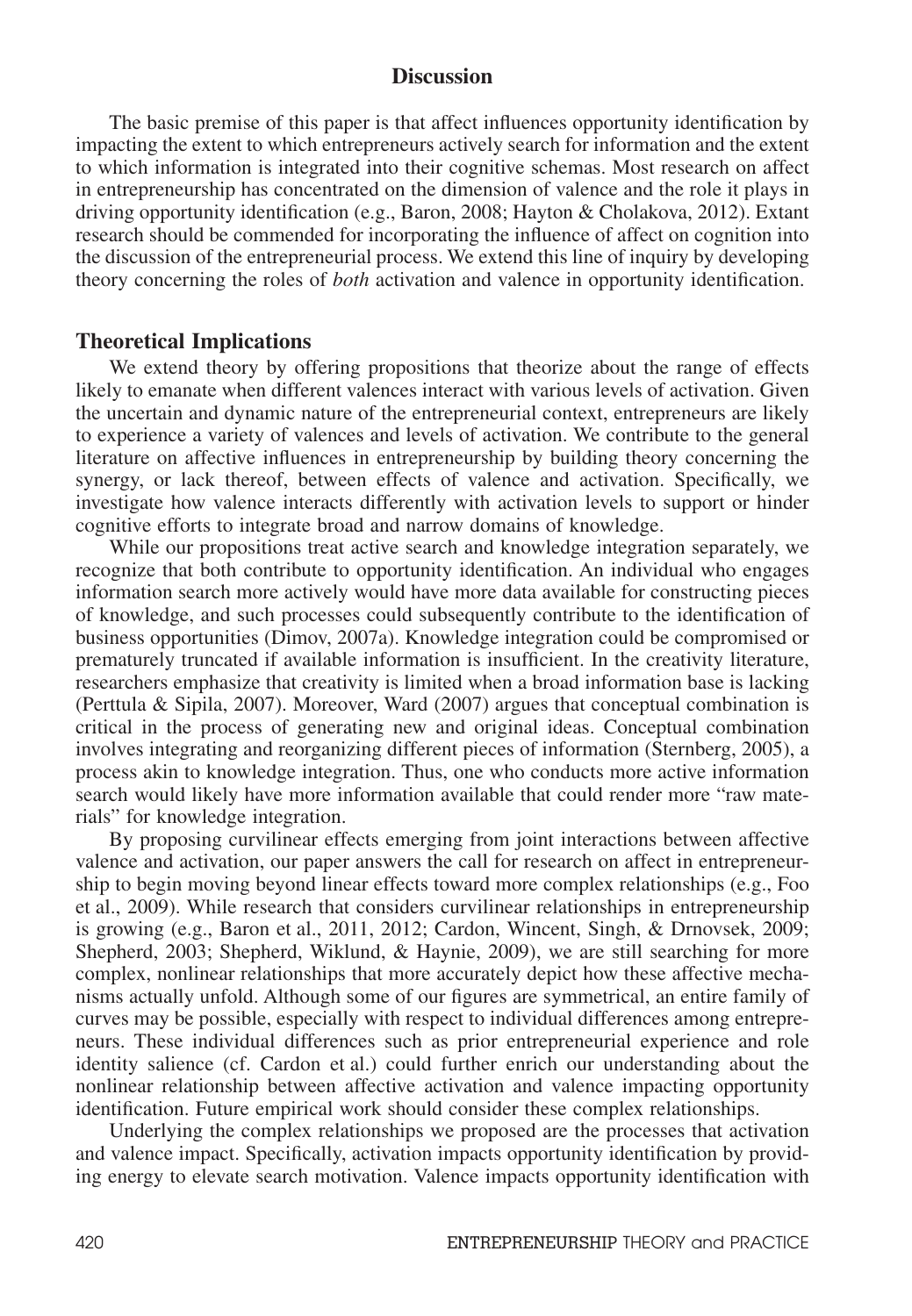## Discussion

The basic premise of this paper is that affect influences opportunity identification by impacting the extent to which entrepreneurs actively search for information and the extent to which information is integrated into their cognitive schemas. Most research on affect in entrepreneurship has concentrated on the dimension of valence and the role it plays in driving opportunity identification (e.g., Baron, 2008; Hayton & Cholakova, 2012). Extant research should be commended for incorporating the influence of affect on cognition into the discussion of the entrepreneurial process. We extend this line of inquiry by developing theory concerning the roles of *both* activation and valence in opportunity identification.

### Theoretical Implications

We extend theory by offering propositions that theorize about the range of effects likely to emanate when different valences interact with various levels of activation. Given the uncertain and dynamic nature of the entrepreneurial context, entrepreneurs are likely to experience a variety of valences and levels of activation. We contribute to the general literature on affective influences in entrepreneurship by building theory concerning the synergy, or lack thereof, between effects of valence and activation. Specifically, we investigate how valence interacts differently with activation levels to support or hinder cognitive efforts to integrate broad and narrow domains of knowledge.

While our propositions treat active search and knowledge integration separately, we recognize that both contribute to opportunity identification. An individual who engages information search more actively would have more data available for constructing pieces of knowledge, and such processes could subsequently contribute to the identification of business opportunities (Dimov, 2007a). Knowledge integration could be compromised or prematurely truncated if available information is insufficient. In the creativity literature, researchers emphasize that creativity is limited when a broad information base is lacking (Perttula & Sipila, 2007). Moreover, Ward (2007) argues that conceptual combination is critical in the process of generating new and original ideas. Conceptual combination involves integrating and reorganizing different pieces of information (Sternberg, 2005), a process akin to knowledge integration. Thus, one who conducts more active information search would likely have more information available that could render more "raw materials" for knowledge integration.

By proposing curvilinear effects emerging from joint interactions between affective valence and activation, our paper answers the call for research on affect in entrepreneurship to begin moving beyond linear effects toward more complex relationships (e.g., Foo et al., 2009). While research that considers curvilinear relationships in entrepreneurship is growing (e.g., Baron et al., 2011, 2012; Cardon, Wincent, Singh, & Drnovsek, 2009; Shepherd, 2003; Shepherd, Wiklund, & Haynie, 2009), we are still searching for more complex, nonlinear relationships that more accurately depict how these affective mechanisms actually unfold. Although some of our figures are symmetrical, an entire family of curves may be possible, especially with respect to individual differences among entrepreneurs. These individual differences such as prior entrepreneurial experience and role identity salience (cf. Cardon et al.) could further enrich our understanding about the nonlinear relationship between affective activation and valence impacting opportunity identification. Future empirical work should consider these complex relationships.

Underlying the complex relationships we proposed are the processes that activation and valence impact. Specifically, activation impacts opportunity identification by providing energy to elevate search motivation. Valence impacts opportunity identification with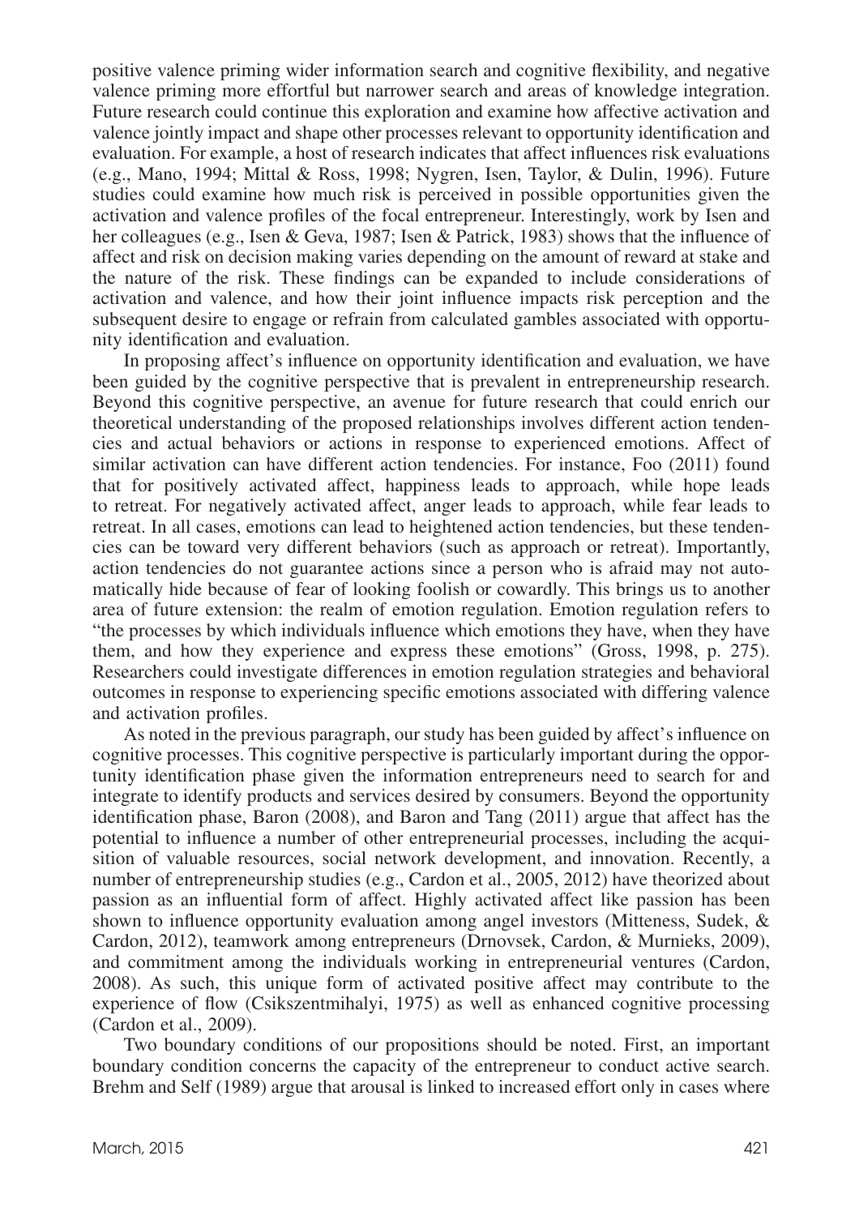positive valence priming wider information search and cognitive flexibility, and negative valence priming more effortful but narrower search and areas of knowledge integration. Future research could continue this exploration and examine how affective activation and valence jointly impact and shape other processes relevant to opportunity identification and evaluation. For example, a host of research indicates that affect influences risk evaluations (e.g., Mano, 1994; Mittal & Ross, 1998; Nygren, Isen, Taylor, & Dulin, 1996). Future studies could examine how much risk is perceived in possible opportunities given the activation and valence profiles of the focal entrepreneur. Interestingly, work by Isen and her colleagues (e.g., Isen & Geva, 1987; Isen & Patrick, 1983) shows that the influence of affect and risk on decision making varies depending on the amount of reward at stake and the nature of the risk. These findings can be expanded to include considerations of activation and valence, and how their joint influence impacts risk perception and the subsequent desire to engage or refrain from calculated gambles associated with opportunity identification and evaluation.

In proposing affect's influence on opportunity identification and evaluation, we have been guided by the cognitive perspective that is prevalent in entrepreneurship research. Beyond this cognitive perspective, an avenue for future research that could enrich our theoretical understanding of the proposed relationships involves different action tendencies and actual behaviors or actions in response to experienced emotions. Affect of similar activation can have different action tendencies. For instance, Foo (2011) found that for positively activated affect, happiness leads to approach, while hope leads to retreat. For negatively activated affect, anger leads to approach, while fear leads to retreat. In all cases, emotions can lead to heightened action tendencies, but these tendencies can be toward very different behaviors (such as approach or retreat). Importantly, action tendencies do not guarantee actions since a person who is afraid may not automatically hide because of fear of looking foolish or cowardly. This brings us to another area of future extension: the realm of emotion regulation. Emotion regulation refers to "the processes by which individuals influence which emotions they have, when they have them, and how they experience and express these emotions" (Gross, 1998, p. 275). Researchers could investigate differences in emotion regulation strategies and behavioral outcomes in response to experiencing specific emotions associated with differing valence and activation profiles.

As noted in the previous paragraph, our study has been guided by affect's influence on cognitive processes. This cognitive perspective is particularly important during the opportunity identification phase given the information entrepreneurs need to search for and integrate to identify products and services desired by consumers. Beyond the opportunity identification phase, Baron (2008), and Baron and Tang (2011) argue that affect has the potential to influence a number of other entrepreneurial processes, including the acquisition of valuable resources, social network development, and innovation. Recently, a number of entrepreneurship studies (e.g., Cardon et al., 2005, 2012) have theorized about passion as an influential form of affect. Highly activated affect like passion has been shown to influence opportunity evaluation among angel investors (Mitteness, Sudek, & Cardon, 2012), teamwork among entrepreneurs (Drnovsek, Cardon, & Murnieks, 2009), and commitment among the individuals working in entrepreneurial ventures (Cardon, 2008). As such, this unique form of activated positive affect may contribute to the experience of flow (Csikszentmihalyi, 1975) as well as enhanced cognitive processing (Cardon et al., 2009).

Two boundary conditions of our propositions should be noted. First, an important boundary condition concerns the capacity of the entrepreneur to conduct active search. Brehm and Self (1989) argue that arousal is linked to increased effort only in cases where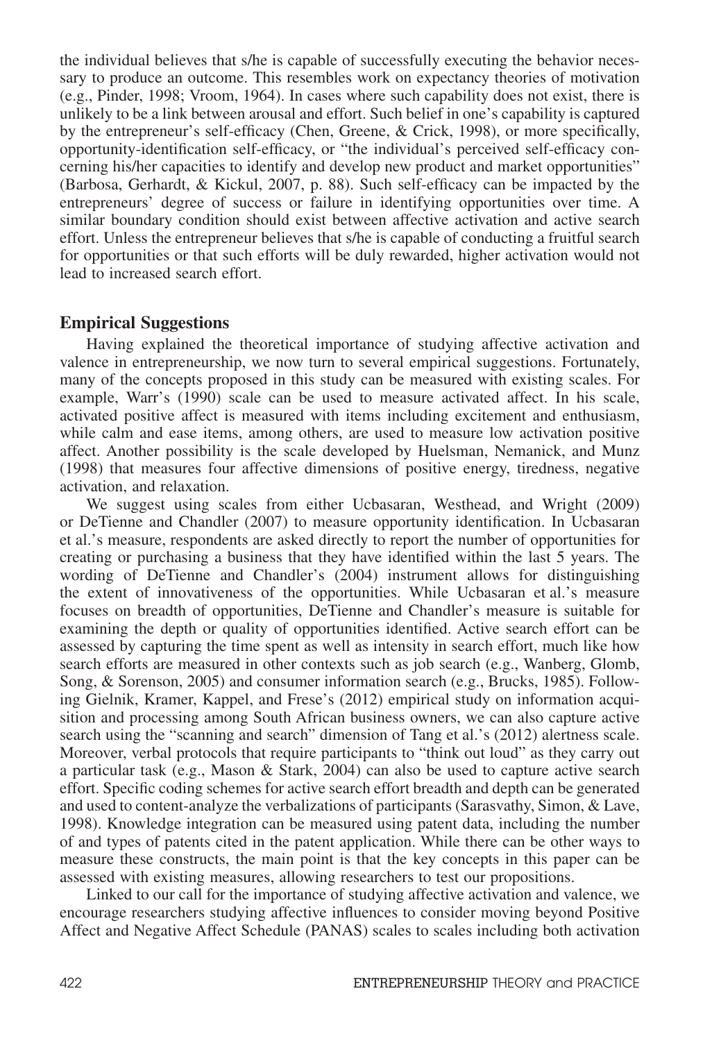the individual believes that s/he is capable of successfully executing the behavior necessary to produce an outcome. This resembles work on expectancy theories of motivation (e.g., Pinder, 1998; Vroom, 1964). In cases where such capability does not exist, there is unlikely to be a link between arousal and effort. Such belief in one's capability is captured by the entrepreneur's self-efficacy (Chen, Greene, & Crick, 1998), or more specifically, opportunity-identification self-efficacy, or "the individual's perceived self-efficacy concerning his/her capacities to identify and develop new product and market opportunities" (Barbosa, Gerhardt, & Kickul, 2007, p. 88). Such self-efficacy can be impacted by the entrepreneurs' degree of success or failure in identifying opportunities over time. A similar boundary condition should exist between affective activation and active search effort. Unless the entrepreneur believes that s/he is capable of conducting a fruitful search for opportunities or that such efforts will be duly rewarded, higher activation would not lead to increased search effort.

## Empirical Suggestions

Having explained the theoretical importance of studying affective activation and valence in entrepreneurship, we now turn to several empirical suggestions. Fortunately, many of the concepts proposed in this study can be measured with existing scales. For example, Warr's (1990) scale can be used to measure activated affect. In his scale, activated positive affect is measured with items including excitement and enthusiasm, while calm and ease items, among others, are used to measure low activation positive affect. Another possibility is the scale developed by Huelsman, Nemanick, and Munz (1998) that measures four affective dimensions of positive energy, tiredness, negative activation, and relaxation.

We suggest using scales from either Ucbasaran, Westhead, and Wright (2009) or DeTienne and Chandler (2007) to measure opportunity identification. In Ucbasaran et al.'s measure, respondents are asked directly to report the number of opportunities for creating or purchasing a business that they have identified within the last 5 years. The wording of DeTienne and Chandler's (2004) instrument allows for distinguishing the extent of innovativeness of the opportunities. While Ucbasaran et al.'s measure focuses on breadth of opportunities, DeTienne and Chandler's measure is suitable for examining the depth or quality of opportunities identified. Active search effort can be assessed by capturing the time spent as well as intensity in search effort, much like how search efforts are measured in other contexts such as job search (e.g., Wanberg, Glomb, Song, & Sorenson, 2005) and consumer information search (e.g., Brucks, 1985). Following Gielnik, Kramer, Kappel, and Frese's (2012) empirical study on information acquisition and processing among South African business owners, we can also capture active search using the "scanning and search" dimension of Tang et al.'s (2012) alertness scale. Moreover, verbal protocols that require participants to "think out loud" as they carry out a particular task (e.g., Mason & Stark, 2004) can also be used to capture active search effort. Specific coding schemes for active search effort breadth and depth can be generated and used to content-analyze the verbalizations of participants (Sarasvathy, Simon, & Lave, 1998). Knowledge integration can be measured using patent data, including the number of and types of patents cited in the patent application. While there can be other ways to measure these constructs, the main point is that the key concepts in this paper can be assessed with existing measures, allowing researchers to test our propositions.

Linked to our call for the importance of studying affective activation and valence, we encourage researchers studying affective influences to consider moving beyond Positive Affect and Negative Affect Schedule (PANAS) scales to scales including both activation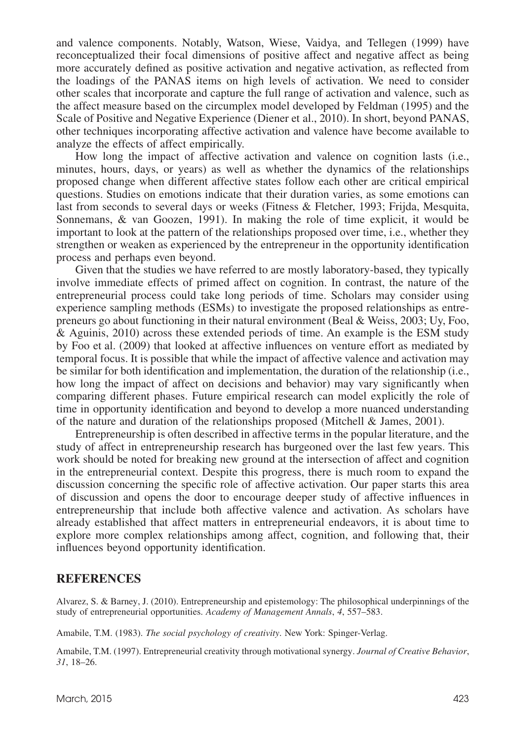and valence components. Notably, Watson, Wiese, Vaidya, and Tellegen (1999) have reconceptualized their focal dimensions of positive affect and negative affect as being more accurately defined as positive activation and negative activation, as reflected from the loadings of the PANAS items on high levels of activation. We need to consider other scales that incorporate and capture the full range of activation and valence, such as the affect measure based on the circumplex model developed by Feldman (1995) and the Scale of Positive and Negative Experience (Diener et al., 2010). In short, beyond PANAS, other techniques incorporating affective activation and valence have become available to analyze the effects of affect empirically.

How long the impact of affective activation and valence on cognition lasts (i.e., minutes, hours, days, or years) as well as whether the dynamics of the relationships proposed change when different affective states follow each other are critical empirical questions. Studies on emotions indicate that their duration varies, as some emotions can last from seconds to several days or weeks (Fitness & Fletcher, 1993; Frijda, Mesquita, Sonnemans, & van Goozen, 1991). In making the role of time explicit, it would be important to look at the pattern of the relationships proposed over time, i.e., whether they strengthen or weaken as experienced by the entrepreneur in the opportunity identification process and perhaps even beyond.

Given that the studies we have referred to are mostly laboratory-based, they typically involve immediate effects of primed affect on cognition. In contrast, the nature of the entrepreneurial process could take long periods of time. Scholars may consider using experience sampling methods (ESMs) to investigate the proposed relationships as entrepreneurs go about functioning in their natural environment (Beal & Weiss, 2003; Uy, Foo, & Aguinis, 2010) across these extended periods of time. An example is the ESM study by Foo et al. (2009) that looked at affective influences on venture effort as mediated by temporal focus. It is possible that while the impact of affective valence and activation may be similar for both identification and implementation, the duration of the relationship (i.e., how long the impact of affect on decisions and behavior) may vary significantly when comparing different phases. Future empirical research can model explicitly the role of time in opportunity identification and beyond to develop a more nuanced understanding of the nature and duration of the relationships proposed (Mitchell & James, 2001).

Entrepreneurship is often described in affective terms in the popular literature, and the study of affect in entrepreneurship research has burgeoned over the last few years. This work should be noted for breaking new ground at the intersection of affect and cognition in the entrepreneurial context. Despite this progress, there is much room to expand the discussion concerning the specific role of affective activation. Our paper starts this area of discussion and opens the door to encourage deeper study of affective influences in entrepreneurship that include both affective valence and activation. As scholars have already established that affect matters in entrepreneurial endeavors, it is about time to explore more complex relationships among affect, cognition, and following that, their influences beyond opportunity identification.

## REFERENCES

Alvarez, S. & Barney, J. (2010). Entrepreneurship and epistemology: The philosophical underpinnings of the study of entrepreneurial opportunities. *Academy of Management Annals*, *4*, 557–583.

Amabile, T.M. (1983). *The social psychology of creativity*. New York: Spinger-Verlag.

Amabile, T.M. (1997). Entrepreneurial creativity through motivational synergy. *Journal of Creative Behavior*, *31*, 18–26.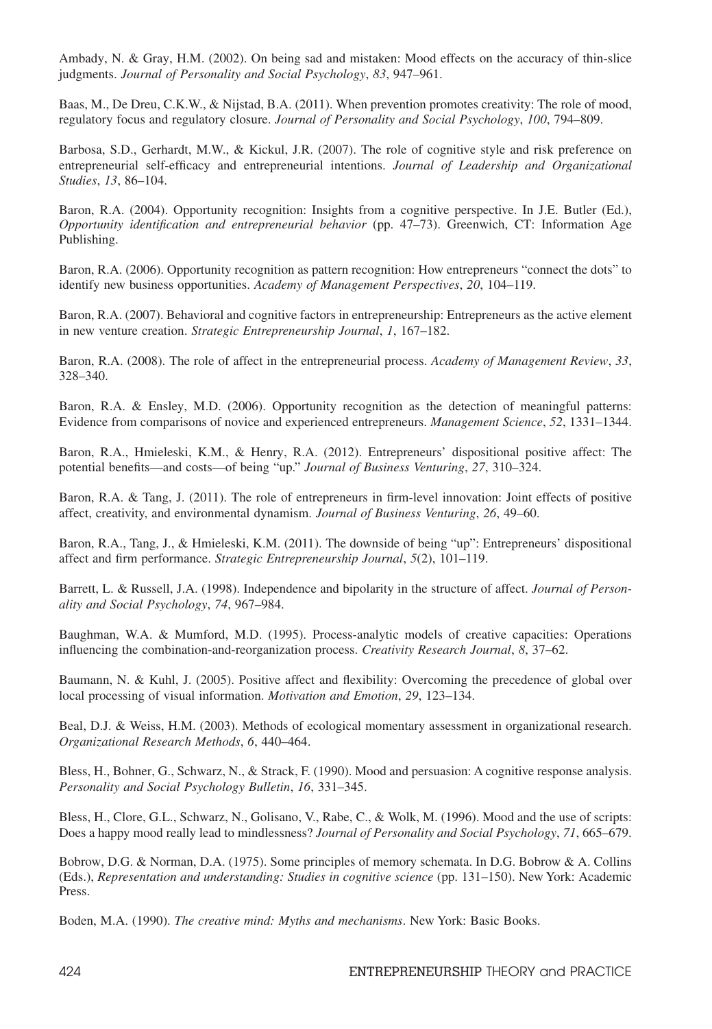Ambady, N. & Gray, H.M. (2002). On being sad and mistaken: Mood effects on the accuracy of thin-slice judgments. *Journal of Personality and Social Psychology*, *83*, 947–961.

Baas, M., De Dreu, C.K.W., & Nijstad, B.A. (2011). When prevention promotes creativity: The role of mood, regulatory focus and regulatory closure. *Journal of Personality and Social Psychology*, *100*, 794–809.

Barbosa, S.D., Gerhardt, M.W., & Kickul, J.R. (2007). The role of cognitive style and risk preference on entrepreneurial self-efficacy and entrepreneurial intentions. *Journal of Leadership and Organizational Studies*, *13*, 86–104.

Baron, R.A. (2004). Opportunity recognition: Insights from a cognitive perspective. In J.E. Butler (Ed.), *Opportunity identification and entrepreneurial behavior* (pp. 47–73). Greenwich, CT: Information Age Publishing.

Baron, R.A. (2006). Opportunity recognition as pattern recognition: How entrepreneurs "connect the dots" to identify new business opportunities. *Academy of Management Perspectives*, *20*, 104–119.

Baron, R.A. (2007). Behavioral and cognitive factors in entrepreneurship: Entrepreneurs as the active element in new venture creation. *Strategic Entrepreneurship Journal*, *1*, 167–182.

Baron, R.A. (2008). The role of affect in the entrepreneurial process. *Academy of Management Review*, *33*, 328–340.

Baron, R.A. & Ensley, M.D. (2006). Opportunity recognition as the detection of meaningful patterns: Evidence from comparisons of novice and experienced entrepreneurs. *Management Science*, *52*, 1331–1344.

Baron, R.A., Hmieleski, K.M., & Henry, R.A. (2012). Entrepreneurs' dispositional positive affect: The potential benefits—and costs—of being "up." *Journal of Business Venturing*, *27*, 310–324.

Baron, R.A. & Tang, J. (2011). The role of entrepreneurs in firm-level innovation: Joint effects of positive affect, creativity, and environmental dynamism. *Journal of Business Venturing*, *26*, 49–60.

Baron, R.A., Tang, J., & Hmieleski, K.M. (2011). The downside of being "up": Entrepreneurs' dispositional affect and firm performance. *Strategic Entrepreneurship Journal*, *5*(2), 101–119.

Barrett, L. & Russell, J.A. (1998). Independence and bipolarity in the structure of affect. *Journal of Personality and Social Psychology*, *74*, 967–984.

Baughman, W.A. & Mumford, M.D. (1995). Process-analytic models of creative capacities: Operations influencing the combination-and-reorganization process. *Creativity Research Journal*, *8*, 37–62.

Baumann, N. & Kuhl, J. (2005). Positive affect and flexibility: Overcoming the precedence of global over local processing of visual information. *Motivation and Emotion*, *29*, 123–134.

Beal, D.J. & Weiss, H.M. (2003). Methods of ecological momentary assessment in organizational research. *Organizational Research Methods*, *6*, 440–464.

Bless, H., Bohner, G., Schwarz, N., & Strack, F. (1990). Mood and persuasion: A cognitive response analysis. *Personality and Social Psychology Bulletin*, *16*, 331–345.

Bless, H., Clore, G.L., Schwarz, N., Golisano, V., Rabe, C., & Wolk, M. (1996). Mood and the use of scripts: Does a happy mood really lead to mindlessness? *Journal of Personality and Social Psychology*, *71*, 665–679.

Bobrow, D.G. & Norman, D.A. (1975). Some principles of memory schemata. In D.G. Bobrow & A. Collins (Eds.), *Representation and understanding: Studies in cognitive science* (pp. 131–150). New York: Academic Press.

Boden, M.A. (1990). *The creative mind: Myths and mechanisms*. New York: Basic Books.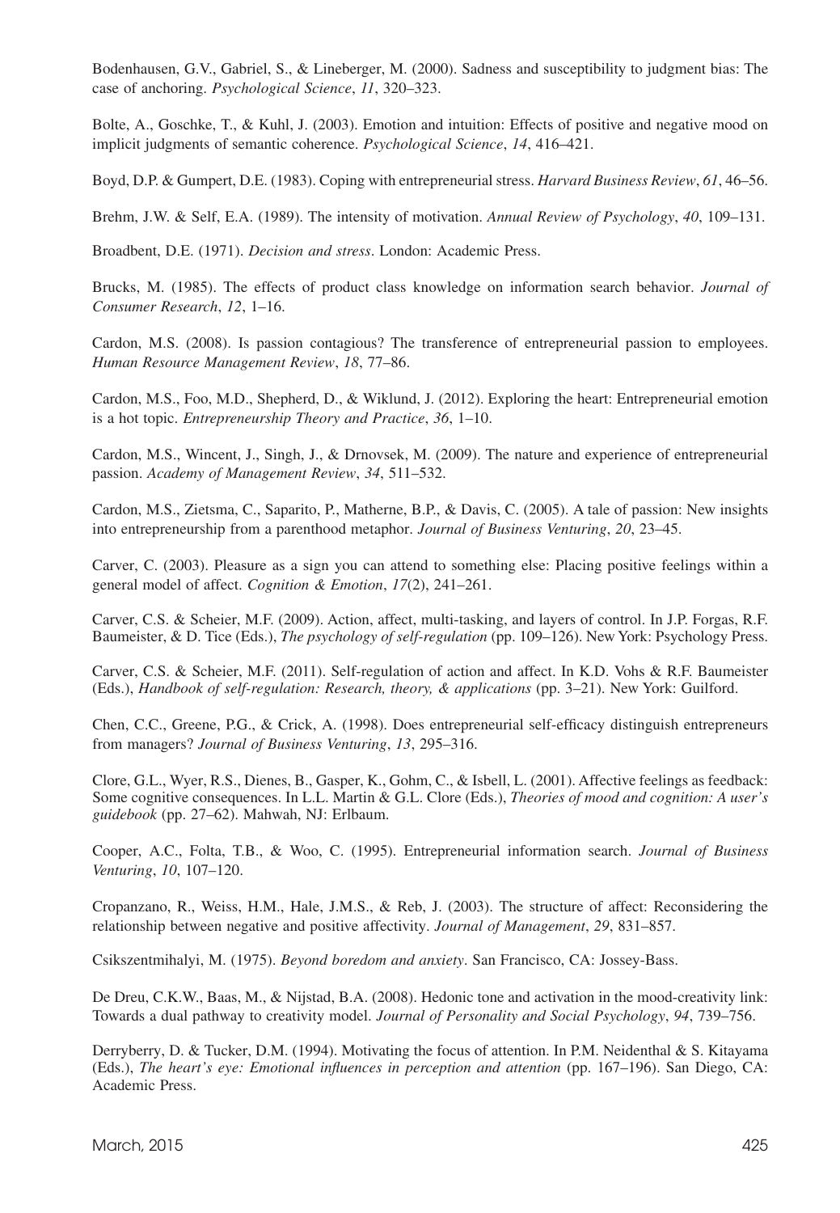Bodenhausen, G.V., Gabriel, S., & Lineberger, M. (2000). Sadness and susceptibility to judgment bias: The case of anchoring. *Psychological Science*, *11*, 320–323.

Bolte, A., Goschke, T., & Kuhl, J. (2003). Emotion and intuition: Effects of positive and negative mood on implicit judgments of semantic coherence. *Psychological Science*, *14*, 416–421.

Boyd, D.P. & Gumpert, D.E. (1983). Coping with entrepreneurial stress. *Harvard Business Review*, *61*, 46–56.

Brehm, J.W. & Self, E.A. (1989). The intensity of motivation. *Annual Review of Psychology*, *40*, 109–131.

Broadbent, D.E. (1971). *Decision and stress*. London: Academic Press.

Brucks, M. (1985). The effects of product class knowledge on information search behavior. *Journal of Consumer Research*, *12*, 1–16.

Cardon, M.S. (2008). Is passion contagious? The transference of entrepreneurial passion to employees. *Human Resource Management Review*, *18*, 77–86.

Cardon, M.S., Foo, M.D., Shepherd, D., & Wiklund, J. (2012). Exploring the heart: Entrepreneurial emotion is a hot topic. *Entrepreneurship Theory and Practice*, *36*, 1–10.

Cardon, M.S., Wincent, J., Singh, J., & Drnovsek, M. (2009). The nature and experience of entrepreneurial passion. *Academy of Management Review*, *34*, 511–532.

Cardon, M.S., Zietsma, C., Saparito, P., Matherne, B.P., & Davis, C. (2005). A tale of passion: New insights into entrepreneurship from a parenthood metaphor. *Journal of Business Venturing*, *20*, 23–45.

Carver, C. (2003). Pleasure as a sign you can attend to something else: Placing positive feelings within a general model of affect. *Cognition & Emotion*, *17*(2), 241–261.

Carver, C.S. & Scheier, M.F. (2009). Action, affect, multi-tasking, and layers of control. In J.P. Forgas, R.F. Baumeister, & D. Tice (Eds.), *The psychology of self-regulation* (pp. 109–126). New York: Psychology Press.

Carver, C.S. & Scheier, M.F. (2011). Self-regulation of action and affect. In K.D. Vohs & R.F. Baumeister (Eds.), *Handbook of self-regulation: Research, theory, & applications* (pp. 3–21). New York: Guilford.

Chen, C.C., Greene, P.G., & Crick, A. (1998). Does entrepreneurial self-efficacy distinguish entrepreneurs from managers? *Journal of Business Venturing*, *13*, 295–316.

Clore, G.L., Wyer, R.S., Dienes, B., Gasper, K., Gohm, C., & Isbell, L. (2001). Affective feelings as feedback: Some cognitive consequences. In L.L. Martin & G.L. Clore (Eds.), *Theories of mood and cognition: A user's guidebook* (pp. 27–62). Mahwah, NJ: Erlbaum.

Cooper, A.C., Folta, T.B., & Woo, C. (1995). Entrepreneurial information search. *Journal of Business Venturing*, *10*, 107–120.

Cropanzano, R., Weiss, H.M., Hale, J.M.S., & Reb, J. (2003). The structure of affect: Reconsidering the relationship between negative and positive affectivity. *Journal of Management*, *29*, 831–857.

Csikszentmihalyi, M. (1975). *Beyond boredom and anxiety*. San Francisco, CA: Jossey-Bass.

De Dreu, C.K.W., Baas, M., & Nijstad, B.A. (2008). Hedonic tone and activation in the mood-creativity link: Towards a dual pathway to creativity model. *Journal of Personality and Social Psychology*, *94*, 739–756.

Derryberry, D. & Tucker, D.M. (1994). Motivating the focus of attention. In P.M. Neidenthal & S. Kitayama (Eds.), *The heart's eye: Emotional influences in perception and attention* (pp. 167–196). San Diego, CA: Academic Press.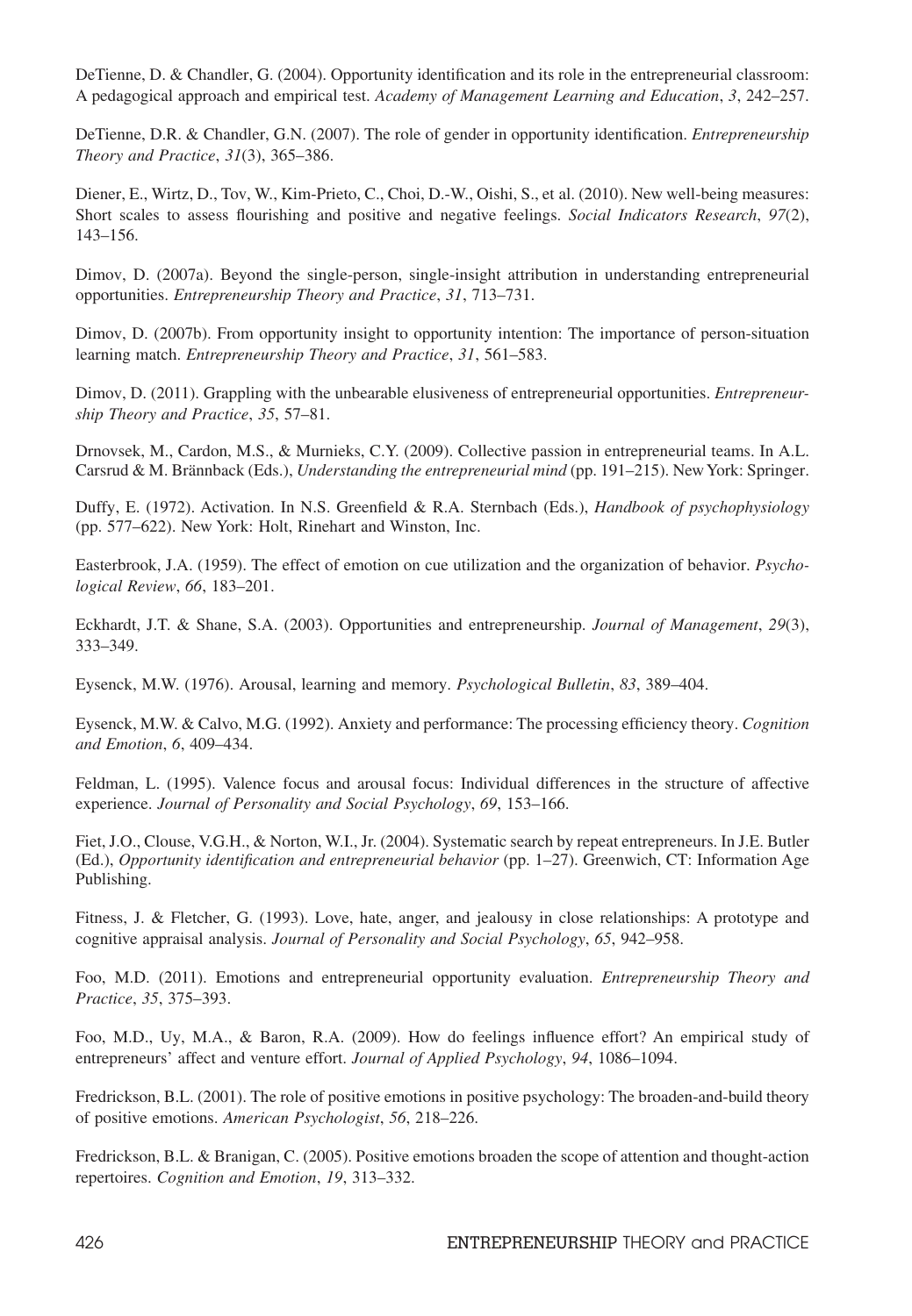DeTienne, D. & Chandler, G. (2004). Opportunity identification and its role in the entrepreneurial classroom: A pedagogical approach and empirical test. *Academy of Management Learning and Education*, *3*, 242–257.

DeTienne, D.R. & Chandler, G.N. (2007). The role of gender in opportunity identification. *Entrepreneurship Theory and Practice*, *31*(3), 365–386.

Diener, E., Wirtz, D., Tov, W., Kim-Prieto, C., Choi, D.-W., Oishi, S., et al. (2010). New well-being measures: Short scales to assess flourishing and positive and negative feelings. *Social Indicators Research*, *97*(2), 143–156.

Dimov, D. (2007a). Beyond the single-person, single-insight attribution in understanding entrepreneurial opportunities. *Entrepreneurship Theory and Practice*, *31*, 713–731.

Dimov, D. (2007b). From opportunity insight to opportunity intention: The importance of person-situation learning match. *Entrepreneurship Theory and Practice*, *31*, 561–583.

Dimov, D. (2011). Grappling with the unbearable elusiveness of entrepreneurial opportunities. *Entrepreneurship Theory and Practice*, *35*, 57–81.

Drnovsek, M., Cardon, M.S., & Murnieks, C.Y. (2009). Collective passion in entrepreneurial teams. In A.L. Carsrud & M. Brännback (Eds.), *Understanding the entrepreneurial mind* (pp. 191–215). New York: Springer.

Duffy, E. (1972). Activation. In N.S. Greenfield & R.A. Sternbach (Eds.), *Handbook of psychophysiology* (pp. 577–622). New York: Holt, Rinehart and Winston, Inc.

Easterbrook, J.A. (1959). The effect of emotion on cue utilization and the organization of behavior. *Psychological Review*, *66*, 183–201.

Eckhardt, J.T. & Shane, S.A. (2003). Opportunities and entrepreneurship. *Journal of Management*, *29*(3), 333–349.

Eysenck, M.W. (1976). Arousal, learning and memory. *Psychological Bulletin*, *83*, 389–404.

Eysenck, M.W. & Calvo, M.G. (1992). Anxiety and performance: The processing efficiency theory. *Cognition and Emotion*, *6*, 409–434.

Feldman, L. (1995). Valence focus and arousal focus: Individual differences in the structure of affective experience. *Journal of Personality and Social Psychology*, *69*, 153–166.

Fiet, J.O., Clouse, V.G.H., & Norton, W.I., Jr. (2004). Systematic search by repeat entrepreneurs. In J.E. Butler (Ed.), *Opportunity identification and entrepreneurial behavior* (pp. 1–27). Greenwich, CT: Information Age Publishing.

Fitness, J. & Fletcher, G. (1993). Love, hate, anger, and jealousy in close relationships: A prototype and cognitive appraisal analysis. *Journal of Personality and Social Psychology*, *65*, 942–958.

Foo, M.D. (2011). Emotions and entrepreneurial opportunity evaluation. *Entrepreneurship Theory and Practice*, *35*, 375–393.

Foo, M.D., Uy, M.A., & Baron, R.A. (2009). How do feelings influence effort? An empirical study of entrepreneurs' affect and venture effort. *Journal of Applied Psychology*, *94*, 1086–1094.

Fredrickson, B.L. (2001). The role of positive emotions in positive psychology: The broaden-and-build theory of positive emotions. *American Psychologist*, *56*, 218–226.

Fredrickson, B.L. & Branigan, C. (2005). Positive emotions broaden the scope of attention and thought-action repertoires. *Cognition and Emotion*, *19*, 313–332.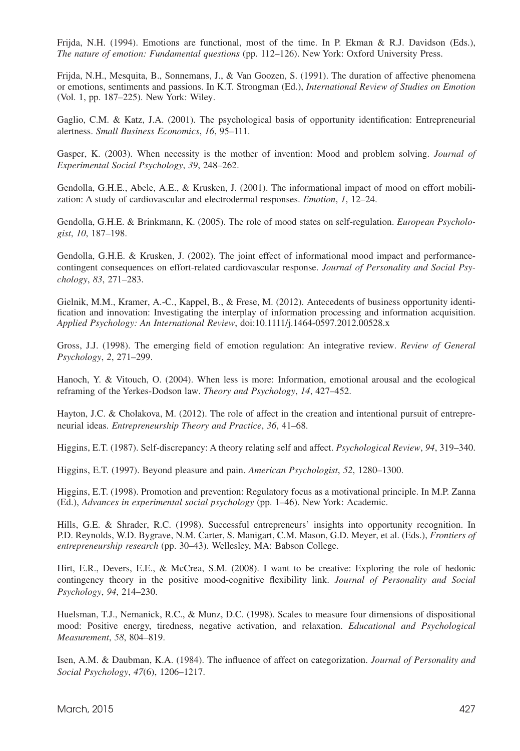Frijda, N.H. (1994). Emotions are functional, most of the time. In P. Ekman & R.J. Davidson (Eds.), *The nature of emotion: Fundamental questions* (pp. 112–126). New York: Oxford University Press.

Frijda, N.H., Mesquita, B., Sonnemans, J., & Van Goozen, S. (1991). The duration of affective phenomena or emotions, sentiments and passions. In K.T. Strongman (Ed.), *International Review of Studies on Emotion* (Vol. 1, pp. 187–225). New York: Wiley.

Gaglio, C.M. & Katz, J.A. (2001). The psychological basis of opportunity identification: Entrepreneurial alertness. *Small Business Economics*, *16*, 95–111.

Gasper, K. (2003). When necessity is the mother of invention: Mood and problem solving. *Journal of Experimental Social Psychology*, *39*, 248–262.

Gendolla, G.H.E., Abele, A.E., & Krusken, J. (2001). The informational impact of mood on effort mobilization: A study of cardiovascular and electrodermal responses. *Emotion*, *1*, 12–24.

Gendolla, G.H.E. & Brinkmann, K. (2005). The role of mood states on self-regulation. *European Psychologist*, *10*, 187–198.

Gendolla, G.H.E. & Krusken, J. (2002). The joint effect of informational mood impact and performance-contingent consequences on effort-related cardiovascular response. *Journal of Personality and Social Psychology*, *83*, 271–283.

Gielnik, M.M., Kramer, A.-C., Kappel, B., & Frese, M. (2012). Antecedents of business opportunity identification and innovation: Investigating the interplay of information processing and information acquisition. *Applied Psychology: An International Review*, doi:10.1111/j.1464-0597.2012.00528.x

Gross, J.J. (1998). The emerging field of emotion regulation: An integrative review. *Review of General Psychology*, *2*, 271–299.

Hanoch, Y. & Vitouch, O. (2004). When less is more: Information, emotional arousal and the ecological reframing of the Yerkes-Dodson law. *Theory and Psychology*, *14*, 427–452.

Hayton, J.C. & Cholakova, M. (2012). The role of affect in the creation and intentional pursuit of entrepreneurial ideas. *Entrepreneurship Theory and Practice*, *36*, 41–68.

Higgins, E.T. (1987). Self-discrepancy: A theory relating self and affect. *Psychological Review*, *94*, 319–340.

Higgins, E.T. (1997). Beyond pleasure and pain. *American Psychologist*, *52*, 1280–1300.

Higgins, E.T. (1998). Promotion and prevention: Regulatory focus as a motivational principle. In M.P. Zanna (Ed.), *Advances in experimental social psychology* (pp. 1–46). New York: Academic.

Hills, G.E. & Shrader, R.C. (1998). Successful entrepreneurs' insights into opportunity recognition. In P.D. Reynolds, W.D. Bygrave, N.M. Carter, S. Manigart, C.M. Mason, G.D. Meyer, et al. (Eds.), *Frontiers of entrepreneurship research* (pp. 30–43). Wellesley, MA: Babson College.

Hirt, E.R., Devers, E.E., & McCrea, S.M. (2008). I want to be creative: Exploring the role of hedonic contingency theory in the positive mood-cognitive flexibility link. *Journal of Personality and Social Psychology*, *94*, 214–230.

Huelsman, T.J., Nemanick, R.C., & Munz, D.C. (1998). Scales to measure four dimensions of dispositional mood: Positive energy, tiredness, negative activation, and relaxation. *Educational and Psychological Measurement*, *58*, 804–819.

Isen, A.M. & Daubman, K.A. (1984). The influence of affect on categorization. *Journal of Personality and Social Psychology*, *47*(6), 1206–1217.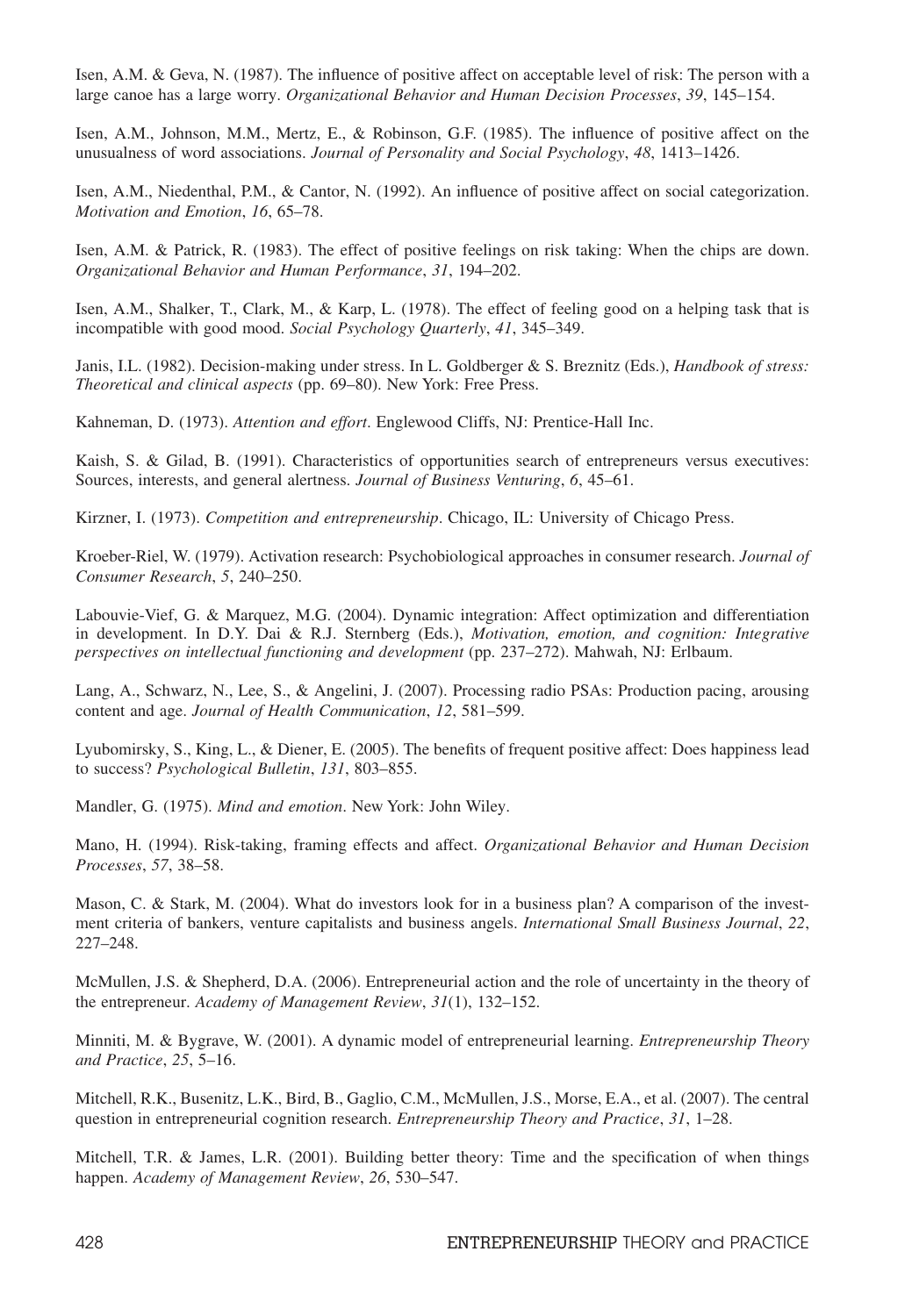Isen, A.M. & Geva, N. (1987). The influence of positive affect on acceptable level of risk: The person with a large canoe has a large worry. *Organizational Behavior and Human Decision Processes*, *39*, 145–154.

Isen, A.M., Johnson, M.M., Mertz, E., & Robinson, G.F. (1985). The influence of positive affect on the unusualness of word associations. *Journal of Personality and Social Psychology*, *48*, 1413–1426.

Isen, A.M., Niedenthal, P.M., & Cantor, N. (1992). An influence of positive affect on social categorization. *Motivation and Emotion*, *16*, 65–78.

Isen, A.M. & Patrick, R. (1983). The effect of positive feelings on risk taking: When the chips are down. *Organizational Behavior and Human Performance*, *31*, 194–202.

Isen, A.M., Shalker, T., Clark, M., & Karp, L. (1978). The effect of feeling good on a helping task that is incompatible with good mood. *Social Psychology Quarterly*, *41*, 345–349.

Janis, I.L. (1982). Decision-making under stress. In L. Goldberger & S. Breznitz (Eds.), *Handbook of stress: Theoretical and clinical aspects* (pp. 69–80). New York: Free Press.

Kahneman, D. (1973). *Attention and effort*. Englewood Cliffs, NJ: Prentice-Hall Inc.

Kaish, S. & Gilad, B. (1991). Characteristics of opportunities search of entrepreneurs versus executives: Sources, interests, and general alertness. *Journal of Business Venturing*, *6*, 45–61.

Kirzner, I. (1973). *Competition and entrepreneurship*. Chicago, IL: University of Chicago Press.

Kroeber-Riel, W. (1979). Activation research: Psychobiological approaches in consumer research. *Journal of Consumer Research*, *5*, 240–250.

Labouvie-Vief, G. & Marquez, M.G. (2004). Dynamic integration: Affect optimization and differentiation in development. In D.Y. Dai & R.J. Sternberg (Eds.), *Motivation, emotion, and cognition: Integrative perspectives on intellectual functioning and development* (pp. 237–272). Mahwah, NJ: Erlbaum.

Lang, A., Schwarz, N., Lee, S., & Angelini, J. (2007). Processing radio PSAs: Production pacing, arousing content and age. *Journal of Health Communication*, *12*, 581–599.

Lyubomirsky, S., King, L., & Diener, E. (2005). The benefits of frequent positive affect: Does happiness lead to success? *Psychological Bulletin*, *131*, 803–855.

Mandler, G. (1975). *Mind and emotion*. New York: John Wiley.

Mano, H. (1994). Risk-taking, framing effects and affect. *Organizational Behavior and Human Decision Processes*, *57*, 38–58.

Mason, C. & Stark, M. (2004). What do investors look for in a business plan? A comparison of the investment criteria of bankers, venture capitalists and business angels. *International Small Business Journal*, *22*, 227–248.

McMullen, J.S. & Shepherd, D.A. (2006). Entrepreneurial action and the role of uncertainty in the theory of the entrepreneur. *Academy of Management Review*, *31*(1), 132–152.

Minniti, M. & Bygrave, W. (2001). A dynamic model of entrepreneurial learning. *Entrepreneurship Theory and Practice*, *25*, 5–16.

Mitchell, R.K., Busenitz, L.K., Bird, B., Gaglio, C.M., McMullen, J.S., Morse, E.A., et al. (2007). The central question in entrepreneurial cognition research. *Entrepreneurship Theory and Practice*, *31*, 1–28.

Mitchell, T.R. & James, L.R. (2001). Building better theory: Time and the specification of when things happen. *Academy of Management Review*, *26*, 530–547.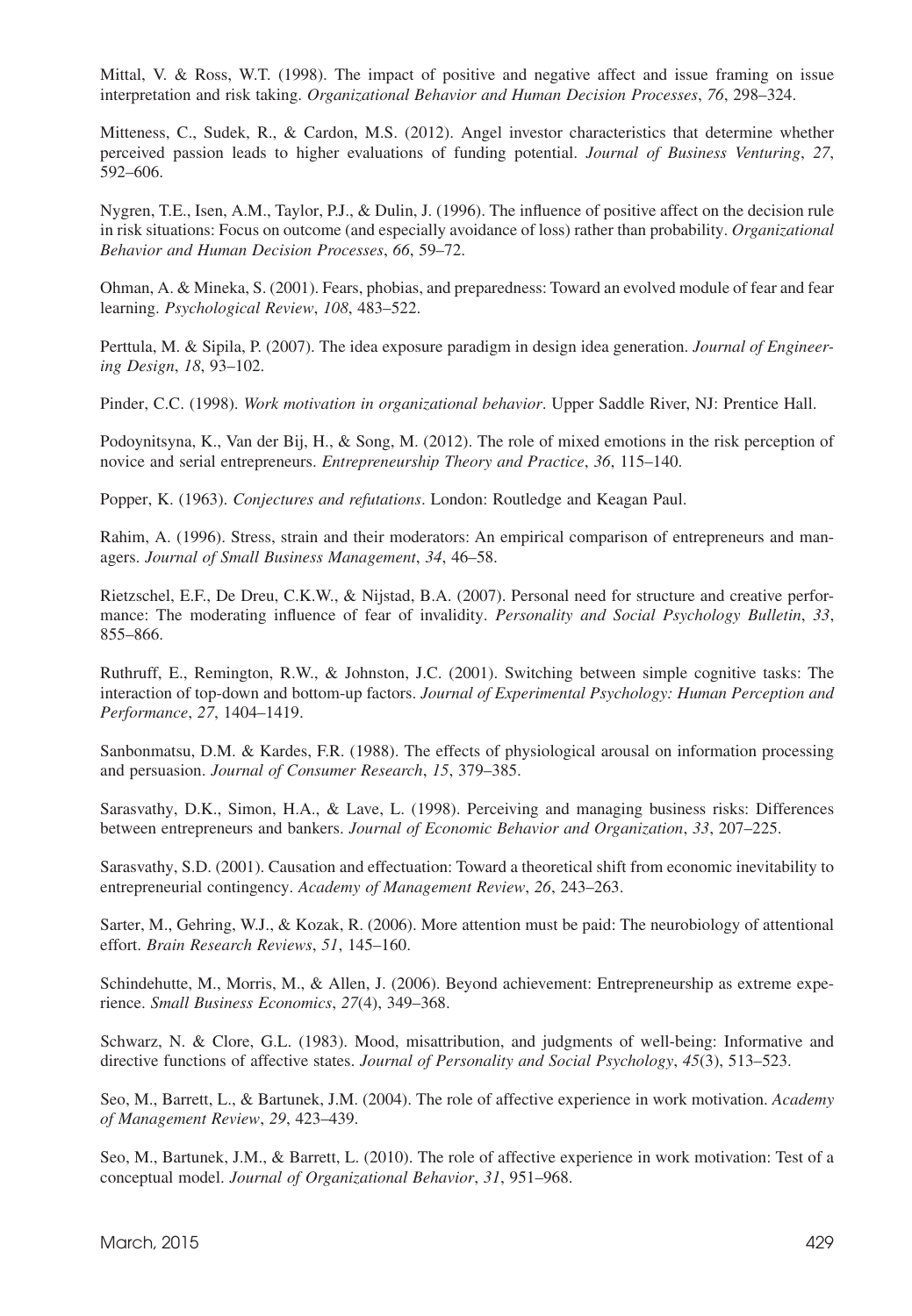Mittal, V. & Ross, W.T. (1998). The impact of positive and negative affect and issue framing on issue interpretation and risk taking. *Organizational Behavior and Human Decision Processes*, *76*, 298–324.

Mitteness, C., Sudek, R., & Cardon, M.S. (2012). Angel investor characteristics that determine whether perceived passion leads to higher evaluations of funding potential. *Journal of Business Venturing*, *27*, 592–606.

Nygren, T.E., Isen, A.M., Taylor, P.J., & Dulin, J. (1996). The influence of positive affect on the decision rule in risk situations: Focus on outcome (and especially avoidance of loss) rather than probability. *Organizational Behavior and Human Decision Processes*, *66*, 59–72.

Ohman, A. & Mineka, S. (2001). Fears, phobias, and preparedness: Toward an evolved module of fear and fear learning. *Psychological Review*, *108*, 483–522.

Perttula, M. & Sipila, P. (2007). The idea exposure paradigm in design idea generation. *Journal of Engineering Design*, *18*, 93–102.

Pinder, C.C. (1998). *Work motivation in organizational behavior*. Upper Saddle River, NJ: Prentice Hall.

Podoynitsyna, K., Van der Bij, H., & Song, M. (2012). The role of mixed emotions in the risk perception of novice and serial entrepreneurs. *Entrepreneurship Theory and Practice*, *36*, 115–140.

Popper, K. (1963). *Conjectures and refutations*. London: Routledge and Keagan Paul.

Rahim, A. (1996). Stress, strain and their moderators: An empirical comparison of entrepreneurs and managers. *Journal of Small Business Management*, *34*, 46–58.

Rietzschel, E.F., De Dreu, C.K.W., & Nijstad, B.A. (2007). Personal need for structure and creative performance: The moderating influence of fear of invalidity. *Personality and Social Psychology Bulletin*, *33*, 855–866.

Ruthruff, E., Remington, R.W., & Johnston, J.C. (2001). Switching between simple cognitive tasks: The interaction of top-down and bottom-up factors. *Journal of Experimental Psychology: Human Perception and Performance*, *27*, 1404–1419.

Sanbonmatsu, D.M. & Kardes, F.R. (1988). The effects of physiological arousal on information processing and persuasion. *Journal of Consumer Research*, *15*, 379–385.

Sarasvathy, D.K., Simon, H.A., & Lave, L. (1998). Perceiving and managing business risks: Differences between entrepreneurs and bankers. *Journal of Economic Behavior and Organization*, *33*, 207–225.

Sarasvathy, S.D. (2001). Causation and effectuation: Toward a theoretical shift from economic inevitability to entrepreneurial contingency. *Academy of Management Review*, *26*, 243–263.

Sarter, M., Gehring, W.J., & Kozak, R. (2006). More attention must be paid: The neurobiology of attentional effort. *Brain Research Reviews*, *51*, 145–160.

Schindehutte, M., Morris, M., & Allen, J. (2006). Beyond achievement: Entrepreneurship as extreme experience. *Small Business Economics*, *27*(4), 349–368.

Schwarz, N. & Clore, G.L. (1983). Mood, misattribution, and judgments of well-being: Informative and directive functions of affective states. *Journal of Personality and Social Psychology*, *45*(3), 513–523.

Seo, M., Barrett, L., & Bartunek, J.M. (2004). The role of affective experience in work motivation. *Academy of Management Review*, *29*, 423–439.

Seo, M., Bartunek, J.M., & Barrett, L. (2010). The role of affective experience in work motivation: Test of a conceptual model. *Journal of Organizational Behavior*, *31*, 951–968.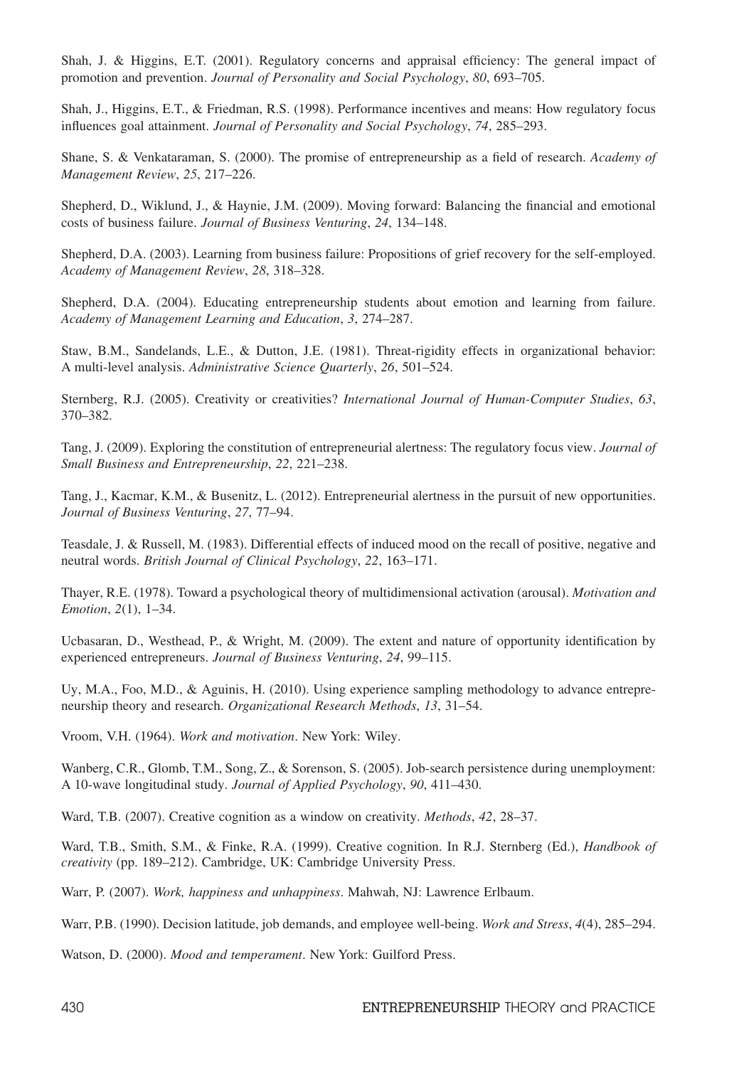Shah, J. & Higgins, E.T. (2001). Regulatory concerns and appraisal efficiency: The general impact of promotion and prevention. *Journal of Personality and Social Psychology*, *80*, 693–705.

Shah, J., Higgins, E.T., & Friedman, R.S. (1998). Performance incentives and means: How regulatory focus influences goal attainment. *Journal of Personality and Social Psychology*, *74*, 285–293.

Shane, S. & Venkataraman, S. (2000). The promise of entrepreneurship as a field of research. *Academy of Management Review*, *25*, 217–226.

Shepherd, D., Wiklund, J., & Haynie, J.M. (2009). Moving forward: Balancing the financial and emotional costs of business failure. *Journal of Business Venturing*, *24*, 134–148.

Shepherd, D.A. (2003). Learning from business failure: Propositions of grief recovery for the self-employed. *Academy of Management Review*, *28*, 318–328.

Shepherd, D.A. (2004). Educating entrepreneurship students about emotion and learning from failure. *Academy of Management Learning and Education*, *3*, 274–287.

Staw, B.M., Sandelands, L.E., & Dutton, J.E. (1981). Threat-rigidity effects in organizational behavior: A multi-level analysis. *Administrative Science Quarterly*, *26*, 501–524.

Sternberg, R.J. (2005). Creativity or creativities? *International Journal of Human-Computer Studies*, *63*, 370–382.

Tang, J. (2009). Exploring the constitution of entrepreneurial alertness: The regulatory focus view. *Journal of Small Business and Entrepreneurship*, *22*, 221–238.

Tang, J., Kacmar, K.M., & Busenitz, L. (2012). Entrepreneurial alertness in the pursuit of new opportunities. *Journal of Business Venturing*, *27*, 77–94.

Teasdale, J. & Russell, M. (1983). Differential effects of induced mood on the recall of positive, negative and neutral words. *British Journal of Clinical Psychology*, *22*, 163–171.

Thayer, R.E. (1978). Toward a psychological theory of multidimensional activation (arousal). *Motivation and Emotion*, *2*(1), 1–34.

Ucbasaran, D., Westhead, P., & Wright, M. (2009). The extent and nature of opportunity identification by experienced entrepreneurs. *Journal of Business Venturing*, *24*, 99–115.

Uy, M.A., Foo, M.D., & Aguinis, H. (2010). Using experience sampling methodology to advance entrepreneurship theory and research. *Organizational Research Methods*, *13*, 31–54.

Vroom, V.H. (1964). *Work and motivation*. New York: Wiley.

Wanberg, C.R., Glomb, T.M., Song, Z., & Sorenson, S. (2005). Job-search persistence during unemployment: A 10-wave longitudinal study. *Journal of Applied Psychology*, *90*, 411–430.

Ward, T.B. (2007). Creative cognition as a window on creativity. *Methods*, *42*, 28–37.

Ward, T.B., Smith, S.M., & Finke, R.A. (1999). Creative cognition. In R.J. Sternberg (Ed.), *Handbook of creativity* (pp. 189–212). Cambridge, UK: Cambridge University Press.

Warr, P. (2007). *Work, happiness and unhappiness*. Mahwah, NJ: Lawrence Erlbaum.

Warr, P.B. (1990). Decision latitude, job demands, and employee well-being. *Work and Stress*, *4*(4), 285–294.

Watson, D. (2000). *Mood and temperament*. New York: Guilford Press.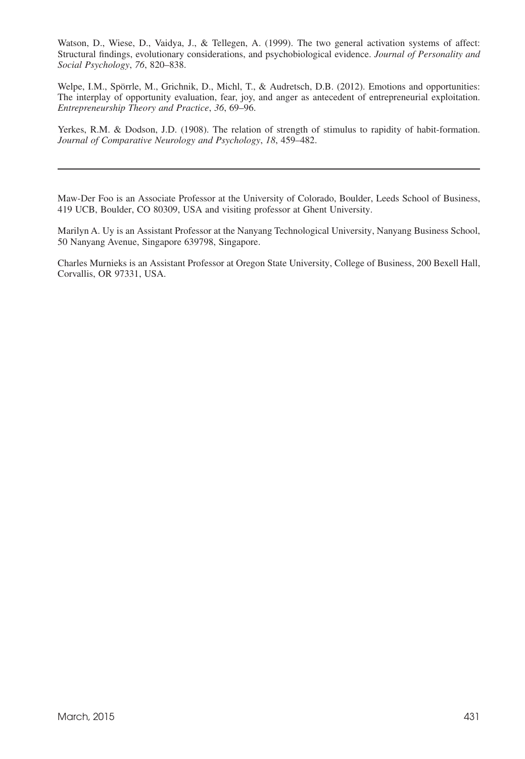Watson, D., Wiese, D., Vaidya, J., & Tellegen, A. (1999). The two general activation systems of affect: Structural findings, evolutionary considerations, and psychobiological evidence. *Journal of Personality and Social Psychology*, *76*, 820–838.

Welpe, I.M., Spörrle, M., Grichnik, D., Michl, T., & Audretsch, D.B. (2012). Emotions and opportunities: The interplay of opportunity evaluation, fear, joy, and anger as antecedent of entrepreneurial exploitation. *Entrepreneurship Theory and Practice*, *36*, 69–96.

Yerkes, R.M. & Dodson, J.D. (1908). The relation of strength of stimulus to rapidity of habit-formation. *Journal of Comparative Neurology and Psychology*, *18*, 459–482.

---

Maw-Der Foo is an Associate Professor at the University of Colorado, Boulder, Leeds School of Business, 419 UCB, Boulder, CO 80309, USA and visiting professor at Ghent University.

Marilyn A. Uy is an Assistant Professor at the Nanyang Technological University, Nanyang Business School, 50 Nanyang Avenue, Singapore 639798, Singapore.

Charles Murnieks is an Assistant Professor at Oregon State University, College of Business, 200 Bexell Hall, Corvallis, OR 97331, USA.